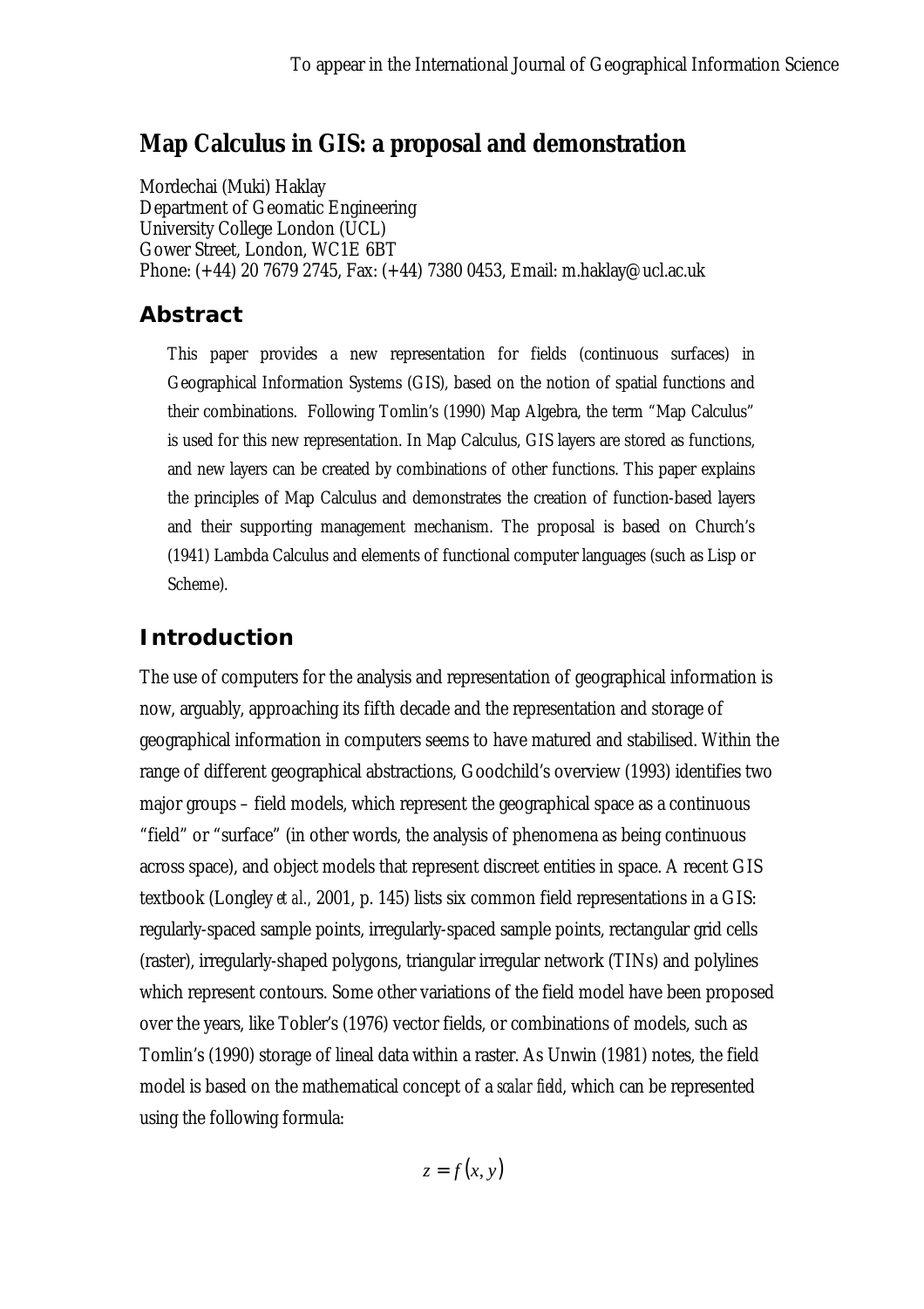To appear in the International Journal of Geographical Information Science

# Map Calculus in GIS: a proposal and demonstration

Mordechai (Muki) Haklay
Department of Geomatic Engineering
University College London (UCL)
Gower Street, London, WC1E 6BT
Phone: (+44) 20 7679 2745, Fax: (+44) 7380 0453, Email: m.haklay@ucl.ac.uk

## Abstract

This paper provides a new representation for fields (continuous surfaces) in Geographical Information Systems (GIS), based on the notion of spatial functions and their combinations. Following Tomlin's (1990) Map Algebra, the term "Map Calculus" is used for this new representation. In Map Calculus, GIS layers are stored as functions, and new layers can be created by combinations of other functions. This paper explains the principles of Map Calculus and demonstrates the creation of function-based layers and their supporting management mechanism. The proposal is based on Church's (1941) Lambda Calculus and elements of functional computer languages (such as Lisp or Scheme).

## Introduction

The use of computers for the analysis and representation of geographical information is now, arguably, approaching its fifth decade and the representation and storage of geographical information in computers seems to have matured and stabilised. Within the range of different geographical abstractions, Goodchild's overview (1993) identifies two major groups – field models, which represent the geographical space as a continuous "field" or "surface" (in other words, the analysis of phenomena as being continuous across space), and object models that represent discreet entities in space. A recent GIS textbook (Longley *et al.,* 2001, p. 145) lists six common field representations in a GIS: regularly-spaced sample points, irregularly-spaced sample points, rectangular grid cells (raster), irregularly-shaped polygons, triangular irregular network (TINs) and polylines which represent contours. Some other variations of the field model have been proposed over the years, like Tobler's (1976) vector fields, or combinations of models, such as Tomlin's (1990) storage of lineal data within a raster. As Unwin (1981) notes, the field model is based on the mathematical concept of a *scalar field*, which can be represented using the following formula:

$$z = f(x, y)$$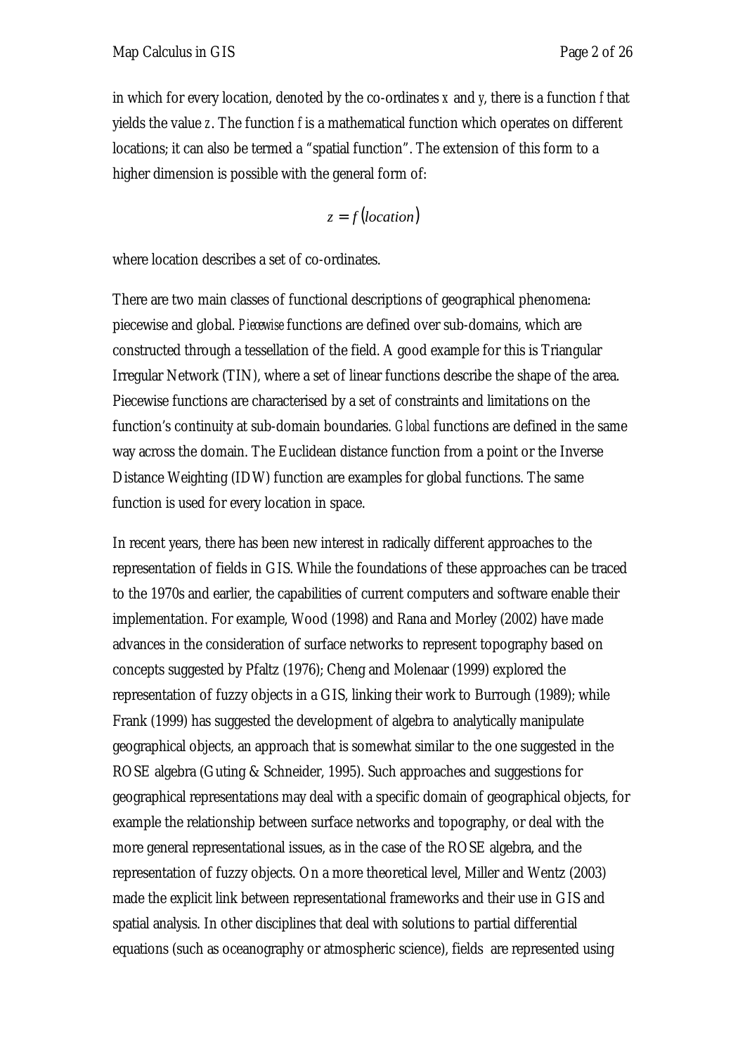in which for every location, denoted by the co-ordinates $x$ and $y$, there is a function $f$ that yields the value $z$. The function $f$ is a mathematical function which operates on different locations; it can also be termed a "spatial function". The extension of this form to a higher dimension is possible with the general form of:

$$z = f(location)$$

where location describes a set of co-ordinates.

There are two main classes of functional descriptions of geographical phenomena: piecewise and global. *Piecewise* functions are defined over sub-domains, which are constructed through a tessellation of the field. A good example for this is Triangular Irregular Network (TIN), where a set of linear functions describe the shape of the area. Piecewise functions are characterised by a set of constraints and limitations on the function's continuity at sub-domain boundaries. *Global* functions are defined in the same way across the domain. The Euclidean distance function from a point or the Inverse Distance Weighting (IDW) function are examples for global functions. The same function is used for every location in space.

In recent years, there has been new interest in radically different approaches to the representation of fields in GIS. While the foundations of these approaches can be traced to the 1970s and earlier, the capabilities of current computers and software enable their implementation. For example, Wood (1998) and Rana and Morley (2002) have made advances in the consideration of surface networks to represent topography based on concepts suggested by Pfaltz (1976); Cheng and Molenaar (1999) explored the representation of fuzzy objects in a GIS, linking their work to Burrough (1989); while Frank (1999) has suggested the development of algebra to analytically manipulate geographical objects, an approach that is somewhat similar to the one suggested in the ROSE algebra (Guting & Schneider, 1995). Such approaches and suggestions for geographical representations may deal with a specific domain of geographical objects, for example the relationship between surface networks and topography, or deal with the more general representational issues, as in the case of the ROSE algebra, and the representation of fuzzy objects. On a more theoretical level, Miller and Wentz (2003) made the explicit link between representational frameworks and their use in GIS and spatial analysis. In other disciplines that deal with solutions to partial differential equations (such as oceanography or atmospheric science), fields are represented using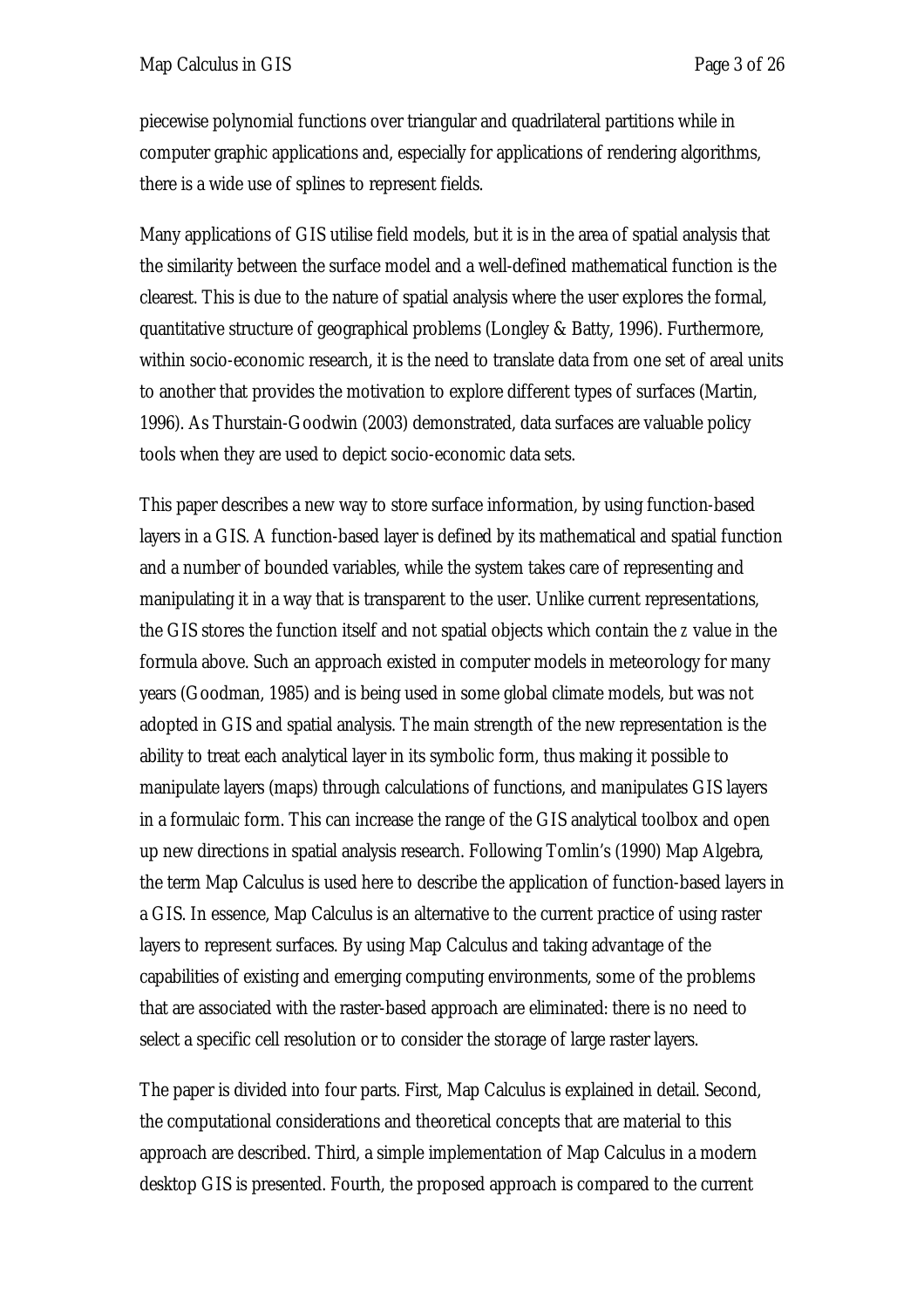piecewise polynomial functions over triangular and quadrilateral partitions while in computer graphic applications and, especially for applications of rendering algorithms, there is a wide use of splines to represent fields.

Many applications of GIS utilise field models, but it is in the area of spatial analysis that the similarity between the surface model and a well-defined mathematical function is the clearest. This is due to the nature of spatial analysis where the user explores the formal, quantitative structure of geographical problems (Longley & Batty, 1996). Furthermore, within socio-economic research, it is the need to translate data from one set of areal units to another that provides the motivation to explore different types of surfaces (Martin, 1996). As Thurstain-Goodwin (2003) demonstrated, data surfaces are valuable policy tools when they are used to depict socio-economic data sets.

This paper describes a new way to store surface information, by using function-based layers in a GIS. A function-based layer is defined by its mathematical and spatial function and a number of bounded variables, while the system takes care of representing and manipulating it in a way that is transparent to the user. Unlike current representations, the GIS stores the function itself and not spatial objects which contain the $z$ value in the formula above. Such an approach existed in computer models in meteorology for many years (Goodman, 1985) and is being used in some global climate models, but was not adopted in GIS and spatial analysis. The main strength of the new representation is the ability to treat each analytical layer in its symbolic form, thus making it possible to manipulate layers (maps) through calculations of functions, and manipulates GIS layers in a formulaic form. This can increase the range of the GIS analytical toolbox and open up new directions in spatial analysis research. Following Tomlin's (1990) Map Algebra, the term Map Calculus is used here to describe the application of function-based layers in a GIS. In essence, Map Calculus is an alternative to the current practice of using raster layers to represent surfaces. By using Map Calculus and taking advantage of the capabilities of existing and emerging computing environments, some of the problems that are associated with the raster-based approach are eliminated: there is no need to select a specific cell resolution or to consider the storage of large raster layers.

The paper is divided into four parts. First, Map Calculus is explained in detail. Second, the computational considerations and theoretical concepts that are material to this approach are described. Third, a simple implementation of Map Calculus in a modern desktop GIS is presented. Fourth, the proposed approach is compared to the current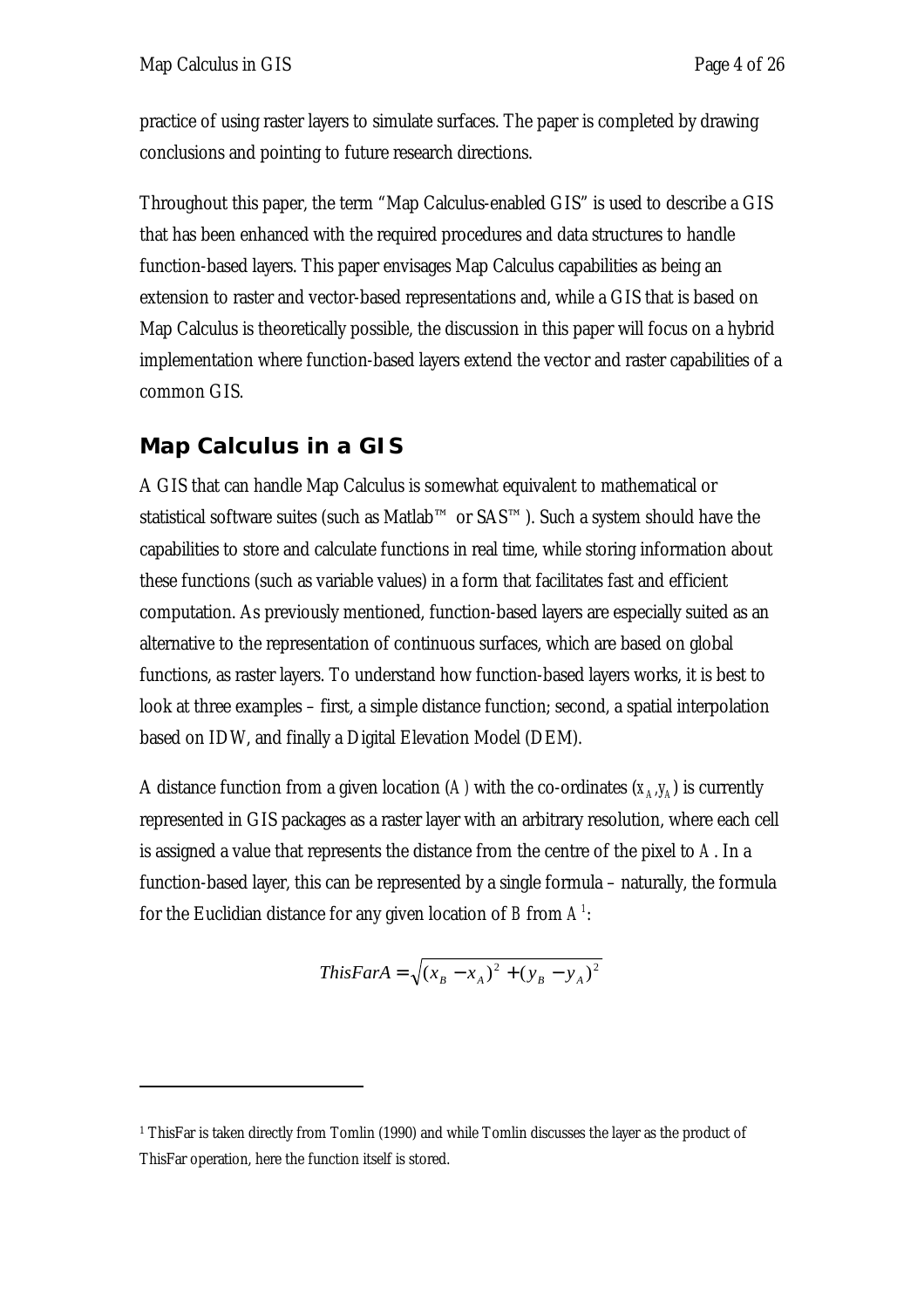practice of using raster layers to simulate surfaces. The paper is completed by drawing conclusions and pointing to future research directions.

Throughout this paper, the term "Map Calculus-enabled GIS" is used to describe a GIS that has been enhanced with the required procedures and data structures to handle function-based layers. This paper envisages Map Calculus capabilities as being an extension to raster and vector-based representations and, while a GIS that is based on Map Calculus is theoretically possible, the discussion in this paper will focus on a hybrid implementation where function-based layers extend the vector and raster capabilities of a common GIS.

## Map Calculus in a GIS

A GIS that can handle Map Calculus is somewhat equivalent to mathematical or statistical software suites (such as Matlab™ or SAS™). Such a system should have the capabilities to store and calculate functions in real time, while storing information about these functions (such as variable values) in a form that facilitates fast and efficient computation. As previously mentioned, function-based layers are especially suited as an alternative to the representation of continuous surfaces, which are based on global functions, as raster layers. To understand how function-based layers works, it is best to look at three examples – first, a simple distance function; second, a spatial interpolation based on IDW, and finally a Digital Elevation Model (DEM).

A distance function from a given location ($A$) with the co-ordinates ($x_A, y_A$) is currently represented in GIS packages as a raster layer with an arbitrary resolution, where each cell is assigned a value that represents the distance from the centre of the pixel to $A$. In a function-based layer, this can be represented by a single formula – naturally, the formula for the Euclidian distance for any given location of $B$ from $A$[1]:

$$ThisFarA = \sqrt{(x_B - x_A)^2 + (y_B - y_A)^2}$$

---

[1] ThisFar is taken directly from Tomlin (1990) and while Tomlin discusses the layer as the product of ThisFar operation, here the function itself is stored.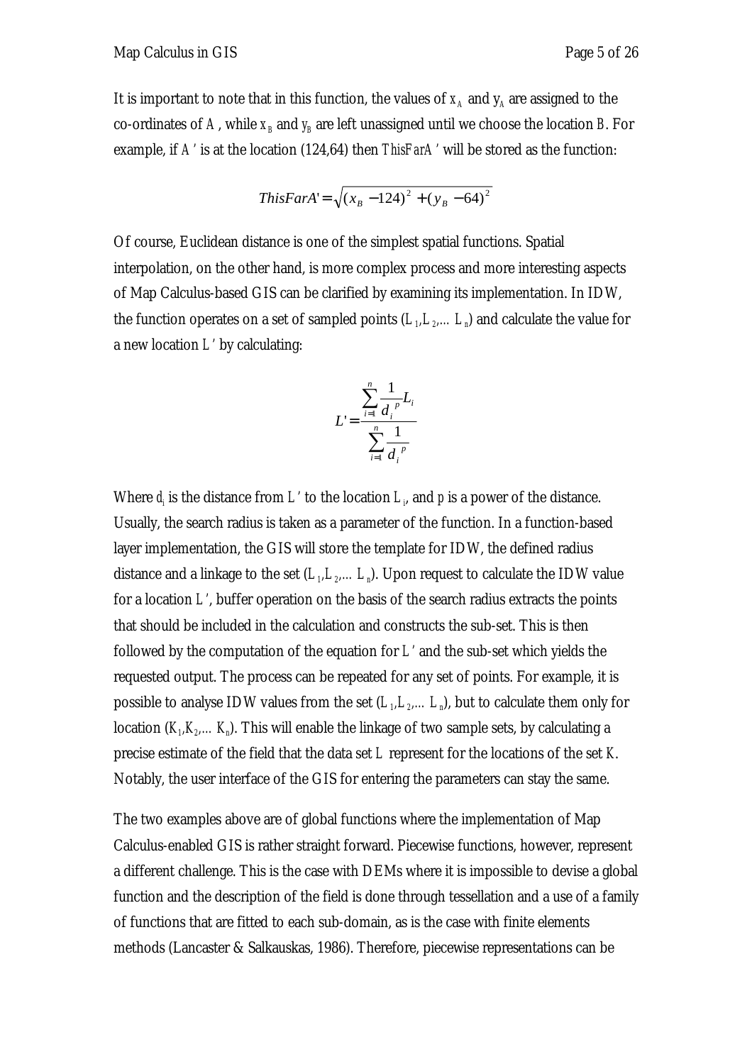It is important to note that in this function, the values of $x_A$ and $y_A$ are assigned to the co-ordinates of $A$, while $x_B$ and $y_B$ are left unassigned until we choose the location $B$. For example, if $A'$ is at the location (124,64) then *ThisFarA'* will be stored as the function:

$$ThisFarA' = \sqrt{(x_B - 124)^2 + (y_B - 64)^2}$$

Of course, Euclidean distance is one of the simplest spatial functions. Spatial interpolation, on the other hand, is more complex process and more interesting aspects of Map Calculus-based GIS can be clarified by examining its implementation. In IDW, the function operates on a set of sampled points ($L_1, L_2, \ldots L_n$) and calculate the value for a new location $L'$ by calculating:

$$L' = \frac{\sum_{i=1}^{n} \frac{1}{d_i^{\,p}} L_i}{\sum_{i=1}^{n} \frac{1}{d_i^{\,p}}}$$

Where $d_i$ is the distance from $L'$ to the location $L_i$, and $p$ is a power of the distance. Usually, the search radius is taken as a parameter of the function. In a function-based layer implementation, the GIS will store the template for IDW, the defined radius distance and a linkage to the set ($L_1, L_2, \ldots L_n$). Upon request to calculate the IDW value for a location $L'$, buffer operation on the basis of the search radius extracts the points that should be included in the calculation and constructs the sub-set. This is then followed by the computation of the equation for $L'$ and the sub-set which yields the requested output. The process can be repeated for any set of points. For example, it is possible to analyse IDW values from the set ($L_1, L_2, \ldots L_n$), but to calculate them only for location ($K_1, K_2, \ldots K_n$). This will enable the linkage of two sample sets, by calculating a precise estimate of the field that the data set $L$ represent for the locations of the set $K$. Notably, the user interface of the GIS for entering the parameters can stay the same.

The two examples above are of global functions where the implementation of Map Calculus-enabled GIS is rather straight forward. Piecewise functions, however, represent a different challenge. This is the case with DEMs where it is impossible to devise a global function and the description of the field is done through tessellation and a use of a family of functions that are fitted to each sub-domain, as is the case with finite elements methods (Lancaster & Salkauskas, 1986). Therefore, piecewise representations can be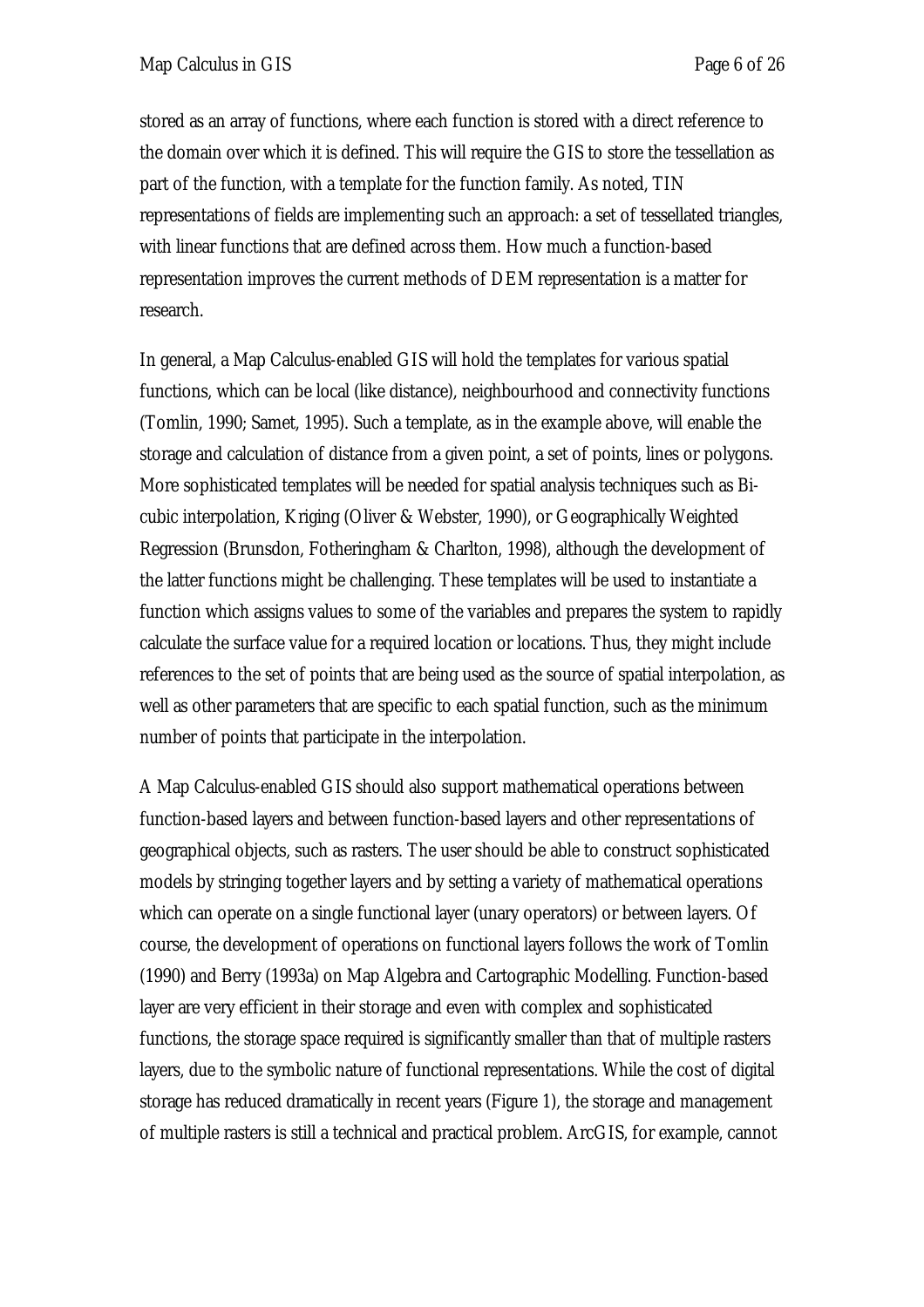stored as an array of functions, where each function is stored with a direct reference to the domain over which it is defined. This will require the GIS to store the tessellation as part of the function, with a template for the function family. As noted, TIN representations of fields are implementing such an approach: a set of tessellated triangles, with linear functions that are defined across them. How much a function-based representation improves the current methods of DEM representation is a matter for research.

In general, a Map Calculus-enabled GIS will hold the templates for various spatial functions, which can be local (like distance), neighbourhood and connectivity functions (Tomlin, 1990; Samet, 1995). Such a template, as in the example above, will enable the storage and calculation of distance from a given point, a set of points, lines or polygons. More sophisticated templates will be needed for spatial analysis techniques such as Bi-cubic interpolation, Kriging (Oliver & Webster, 1990), or Geographically Weighted Regression (Brunsdon, Fotheringham & Charlton, 1998), although the development of the latter functions might be challenging. These templates will be used to instantiate a function which assigns values to some of the variables and prepares the system to rapidly calculate the surface value for a required location or locations. Thus, they might include references to the set of points that are being used as the source of spatial interpolation, as well as other parameters that are specific to each spatial function, such as the minimum number of points that participate in the interpolation.

A Map Calculus-enabled GIS should also support mathematical operations between function-based layers and between function-based layers and other representations of geographical objects, such as rasters. The user should be able to construct sophisticated models by stringing together layers and by setting a variety of mathematical operations which can operate on a single functional layer (unary operators) or between layers. Of course, the development of operations on functional layers follows the work of Tomlin (1990) and Berry (1993a) on Map Algebra and Cartographic Modelling. Function-based layer are very efficient in their storage and even with complex and sophisticated functions, the storage space required is significantly smaller than that of multiple rasters layers, due to the symbolic nature of functional representations. While the cost of digital storage has reduced dramatically in recent years (Figure 1), the storage and management of multiple rasters is still a technical and practical problem. ArcGIS, for example, cannot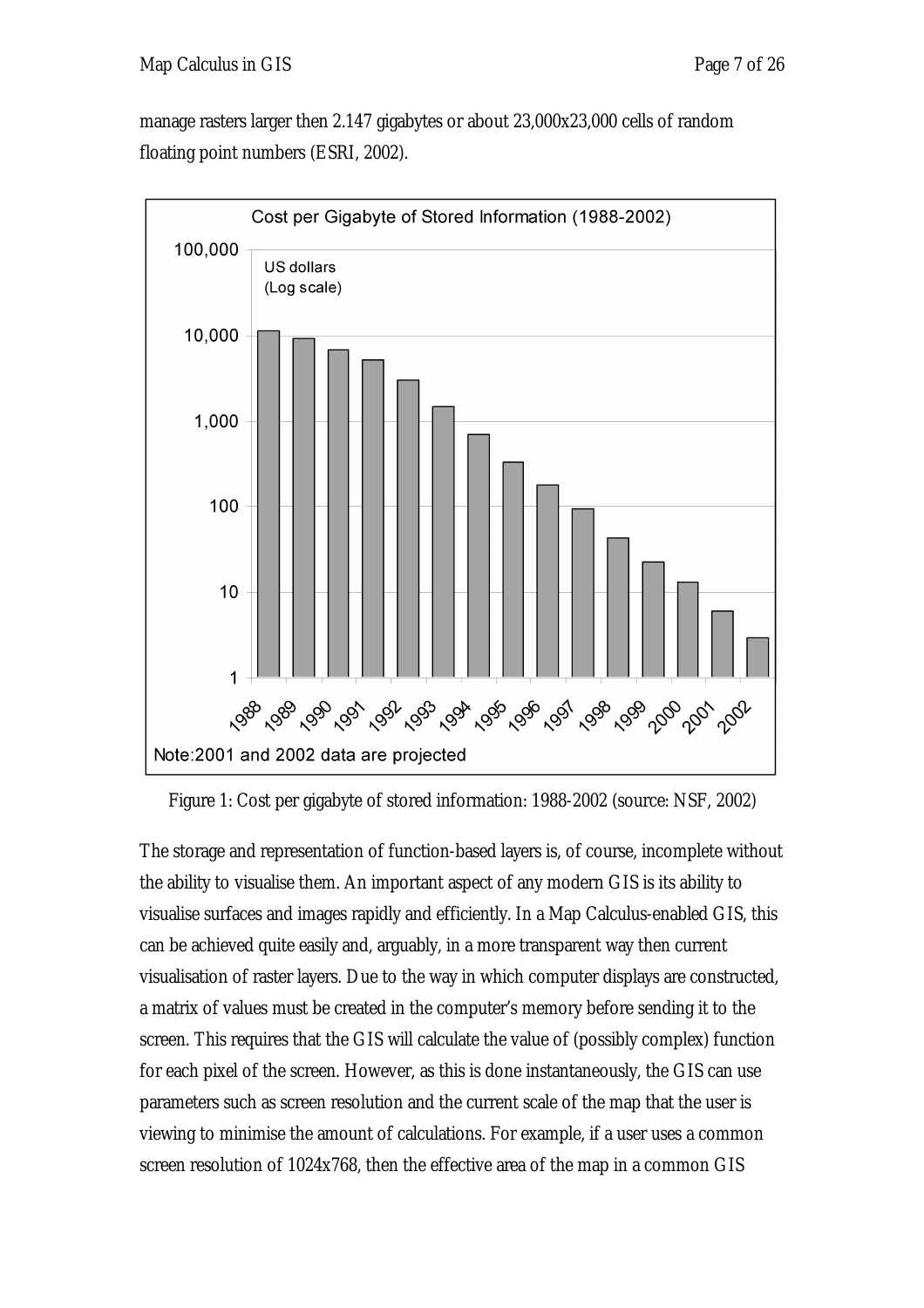manage rasters larger then 2.147 gigabytes or about 23,000x23,000 cells of random floating point numbers (ESRI, 2002).

Figure 1: Cost per gigabyte of stored information: 1988-2002 (source: NSF, 2002)

The storage and representation of function-based layers is, of course, incomplete without the ability to visualise them. An important aspect of any modern GIS is its ability to visualise surfaces and images rapidly and efficiently. In a Map Calculus-enabled GIS, this can be achieved quite easily and, arguably, in a more transparent way then current visualisation of raster layers. Due to the way in which computer displays are constructed, a matrix of values must be created in the computer's memory before sending it to the screen. This requires that the GIS will calculate the value of (possibly complex) function for each pixel of the screen. However, as this is done instantaneously, the GIS can use parameters such as screen resolution and the current scale of the map that the user is viewing to minimise the amount of calculations. For example, if a user uses a common screen resolution of 1024x768, then the effective area of the map in a common GIS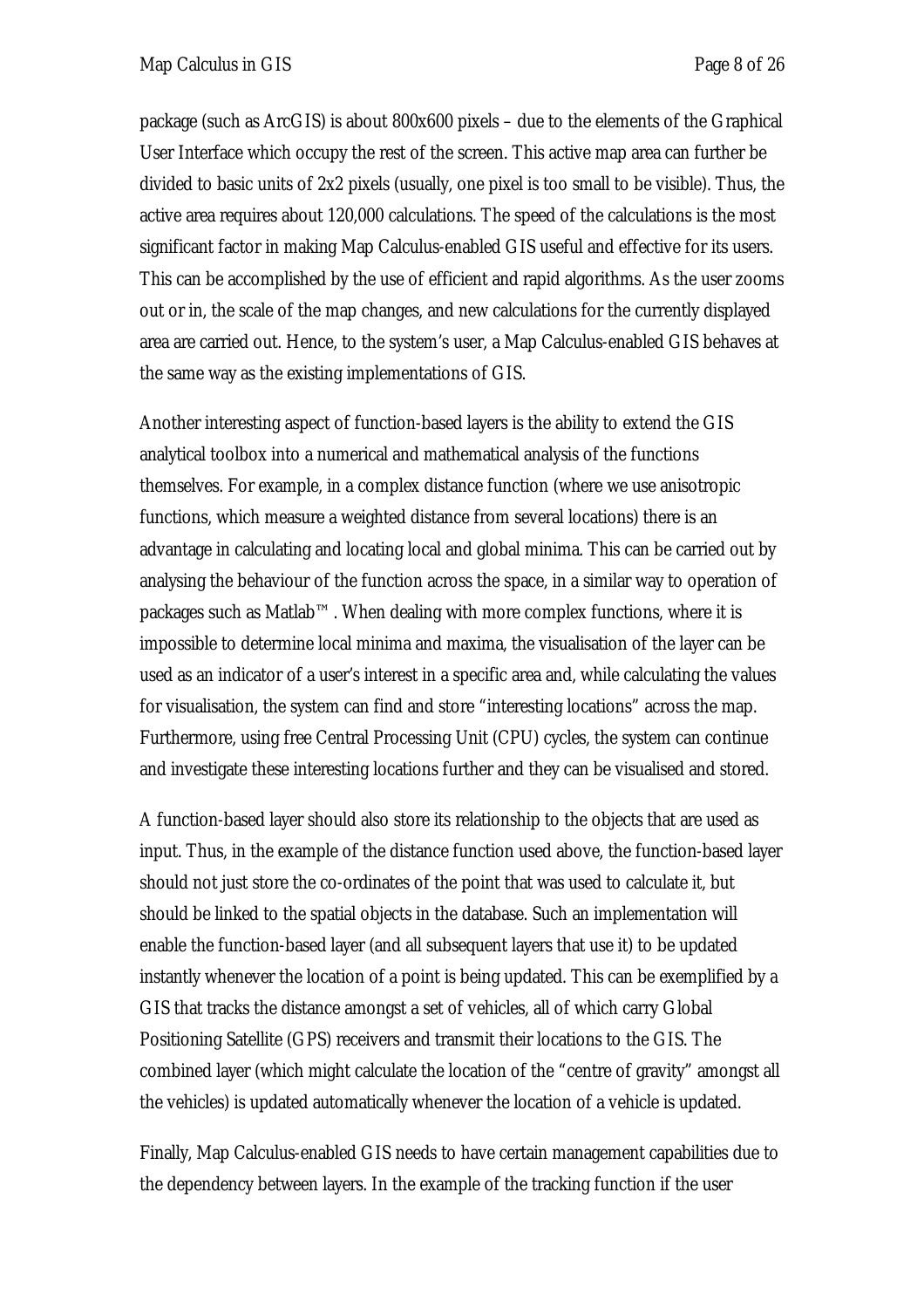package (such as ArcGIS) is about 800x600 pixels – due to the elements of the Graphical User Interface which occupy the rest of the screen. This active map area can further be divided to basic units of 2x2 pixels (usually, one pixel is too small to be visible). Thus, the active area requires about 120,000 calculations. The speed of the calculations is the most significant factor in making Map Calculus-enabled GIS useful and effective for its users. This can be accomplished by the use of efficient and rapid algorithms. As the user zooms out or in, the scale of the map changes, and new calculations for the currently displayed area are carried out. Hence, to the system's user, a Map Calculus-enabled GIS behaves at the same way as the existing implementations of GIS.

Another interesting aspect of function-based layers is the ability to extend the GIS analytical toolbox into a numerical and mathematical analysis of the functions themselves. For example, in a complex distance function (where we use anisotropic functions, which measure a weighted distance from several locations) there is an advantage in calculating and locating local and global minima. This can be carried out by analysing the behaviour of the function across the space, in a similar way to operation of packages such as Matlab™ . When dealing with more complex functions, where it is impossible to determine local minima and maxima, the visualisation of the layer can be used as an indicator of a user's interest in a specific area and, while calculating the values for visualisation, the system can find and store "interesting locations" across the map. Furthermore, using free Central Processing Unit (CPU) cycles, the system can continue and investigate these interesting locations further and they can be visualised and stored.

A function-based layer should also store its relationship to the objects that are used as input. Thus, in the example of the distance function used above, the function-based layer should not just store the co-ordinates of the point that was used to calculate it, but should be linked to the spatial objects in the database. Such an implementation will enable the function-based layer (and all subsequent layers that use it) to be updated instantly whenever the location of a point is being updated. This can be exemplified by a GIS that tracks the distance amongst a set of vehicles, all of which carry Global Positioning Satellite (GPS) receivers and transmit their locations to the GIS. The combined layer (which might calculate the location of the "centre of gravity" amongst all the vehicles) is updated automatically whenever the location of a vehicle is updated.

Finally, Map Calculus-enabled GIS needs to have certain management capabilities due to the dependency between layers. In the example of the tracking function if the user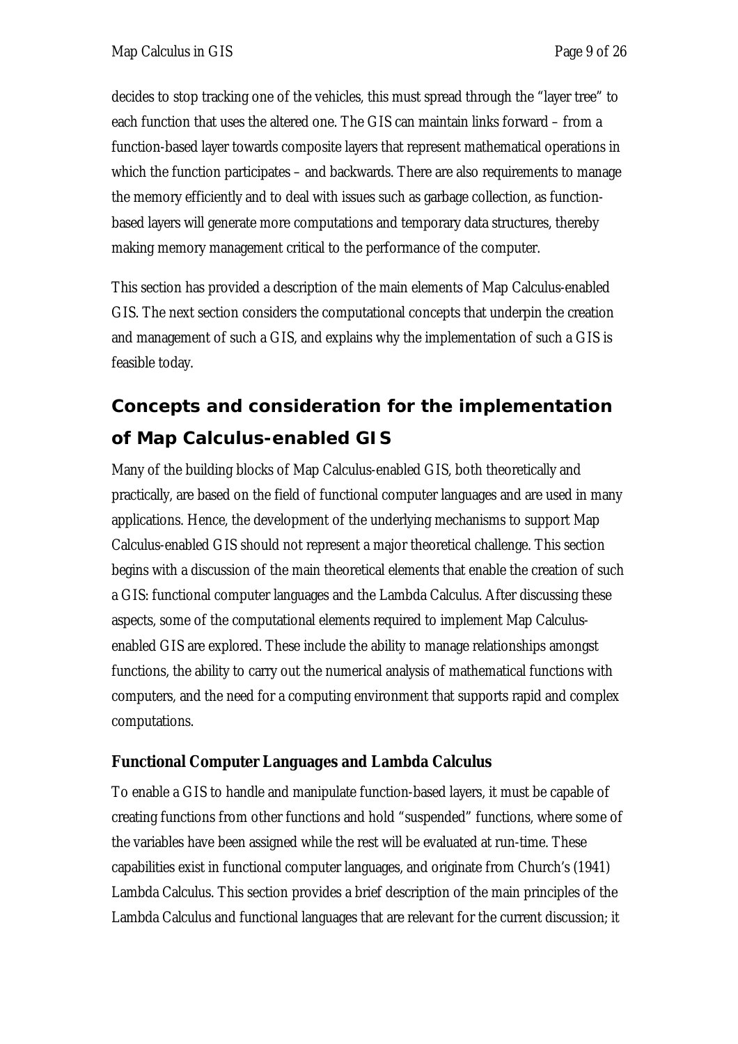decides to stop tracking one of the vehicles, this must spread through the "layer tree" to each function that uses the altered one. The GIS can maintain links forward – from a function-based layer towards composite layers that represent mathematical operations in which the function participates – and backwards. There are also requirements to manage the memory efficiently and to deal with issues such as garbage collection, as function-based layers will generate more computations and temporary data structures, thereby making memory management critical to the performance of the computer.

This section has provided a description of the main elements of Map Calculus-enabled GIS. The next section considers the computational concepts that underpin the creation and management of such a GIS, and explains why the implementation of such a GIS is feasible today.

## Concepts and consideration for the implementation of Map Calculus-enabled GIS

Many of the building blocks of Map Calculus-enabled GIS, both theoretically and practically, are based on the field of functional computer languages and are used in many applications. Hence, the development of the underlying mechanisms to support Map Calculus-enabled GIS should not represent a major theoretical challenge. This section begins with a discussion of the main theoretical elements that enable the creation of such a GIS: functional computer languages and the Lambda Calculus. After discussing these aspects, some of the computational elements required to implement Map Calculus-enabled GIS are explored. These include the ability to manage relationships amongst functions, the ability to carry out the numerical analysis of mathematical functions with computers, and the need for a computing environment that supports rapid and complex computations.

### Functional Computer Languages and Lambda Calculus

To enable a GIS to handle and manipulate function-based layers, it must be capable of creating functions from other functions and hold "suspended" functions, where some of the variables have been assigned while the rest will be evaluated at run-time. These capabilities exist in functional computer languages, and originate from Church's (1941) Lambda Calculus. This section provides a brief description of the main principles of the Lambda Calculus and functional languages that are relevant for the current discussion; it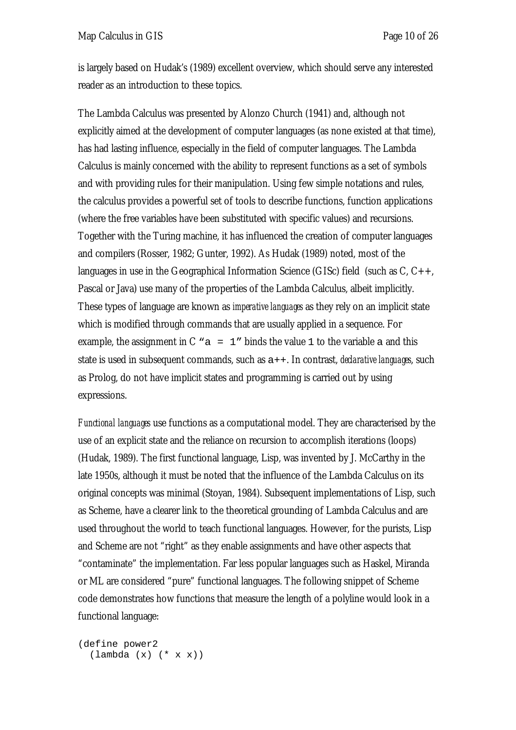is largely based on Hudak's (1989) excellent overview, which should serve any interested reader as an introduction to these topics.

The Lambda Calculus was presented by Alonzo Church (1941) and, although not explicitly aimed at the development of computer languages (as none existed at that time), has had lasting influence, especially in the field of computer languages. The Lambda Calculus is mainly concerned with the ability to represent functions as a set of symbols and with providing rules for their manipulation. Using few simple notations and rules, the calculus provides a powerful set of tools to describe functions, function applications (where the free variables have been substituted with specific values) and recursions. Together with the Turing machine, it has influenced the creation of computer languages and compilers (Rosser, 1982; Gunter, 1992). As Hudak (1989) noted, most of the languages in use in the Geographical Information Science (GISc) field (such as C, C++, Pascal or Java) use many of the properties of the Lambda Calculus, albeit implicitly. These types of language are known as *imperative languages* as they rely on an implicit state which is modified through commands that are usually applied in a sequence. For example, the assignment in C "`a = 1`" binds the value `1` to the variable `a` and this state is used in subsequent commands, such as `a++`. In contrast, *declarative languages*, such as Prolog, do not have implicit states and programming is carried out by using expressions.

*Functional languages* use functions as a computational model. They are characterised by the use of an explicit state and the reliance on recursion to accomplish iterations (loops) (Hudak, 1989). The first functional language, Lisp, was invented by J. McCarthy in the late 1950s, although it must be noted that the influence of the Lambda Calculus on its original concepts was minimal (Stoyan, 1984). Subsequent implementations of Lisp, such as Scheme, have a clearer link to the theoretical grounding of Lambda Calculus and are used throughout the world to teach functional languages. However, for the purists, Lisp and Scheme are not "right" as they enable assignments and have other aspects that "contaminate" the implementation. Far less popular languages such as Haskel, Miranda or ML are considered "pure" functional languages. The following snippet of Scheme code demonstrates how functions that measure the length of a polyline would look in a functional language:

```
(define power2
  (lambda (x) (* x x))
```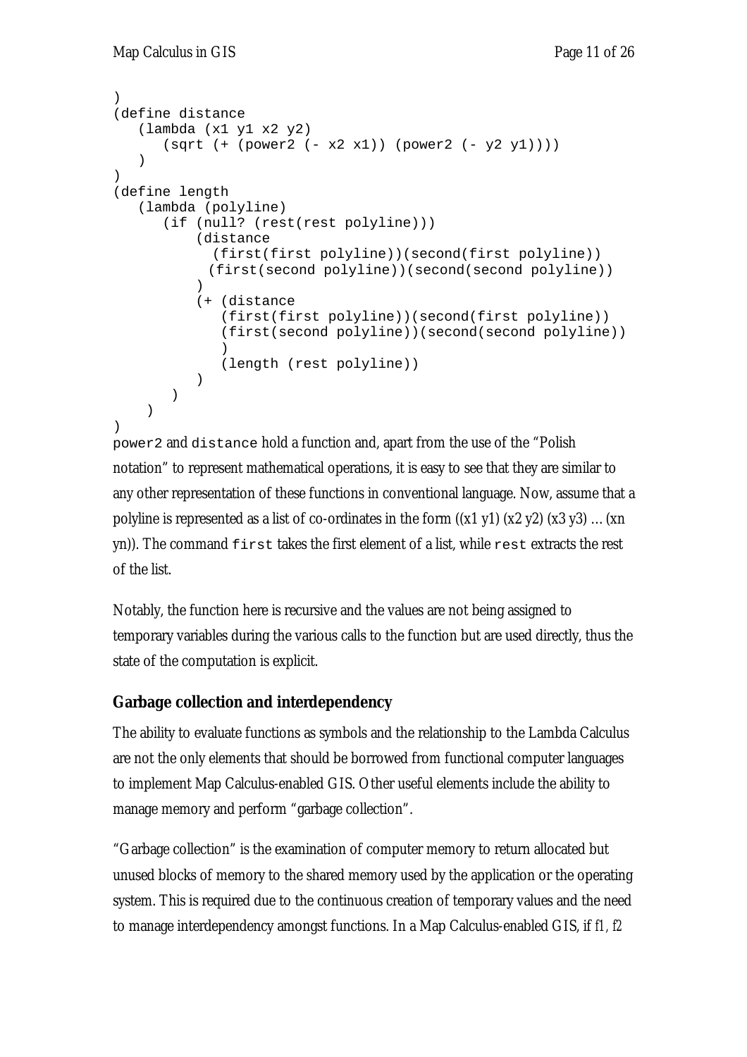```
)
(define distance
   (lambda (x1 y1 x2 y2)
      (sqrt (+ (power2 (- x2 x1)) (power2 (- y2 y1))))
   )
)
(define length
   (lambda (polyline)
      (if (null? (rest(rest polyline)))
          (distance
            (first(first polyline))(second(first polyline))
           (first(second polyline))(second(second polyline))
          )
          (+ (distance
             (first(first polyline))(second(first polyline))
             (first(second polyline))(second(second polyline))
             )
             (length (rest polyline))
          )
       )
    )
)
```

`power2` and `distance` hold a function and, apart from the use of the "Polish notation" to represent mathematical operations, it is easy to see that they are similar to any other representation of these functions in conventional language. Now, assume that a polyline is represented as a list of co-ordinates in the form ((x1 y1) (x2 y2) (x3 y3) … (xn yn)). The command `first` takes the first element of a list, while `rest` extracts the rest of the list.

Notably, the function here is recursive and the values are not being assigned to temporary variables during the various calls to the function but are used directly, thus the state of the computation is explicit.

## Garbage collection and interdependency

The ability to evaluate functions as symbols and the relationship to the Lambda Calculus are not the only elements that should be borrowed from functional computer languages to implement Map Calculus-enabled GIS. Other useful elements include the ability to manage memory and perform "garbage collection".

"Garbage collection" is the examination of computer memory to return allocated but unused blocks of memory to the shared memory used by the application or the operating system. This is required due to the continuous creation of temporary values and the need to manage interdependency amongst functions. In a Map Calculus-enabled GIS, if *f1, f2*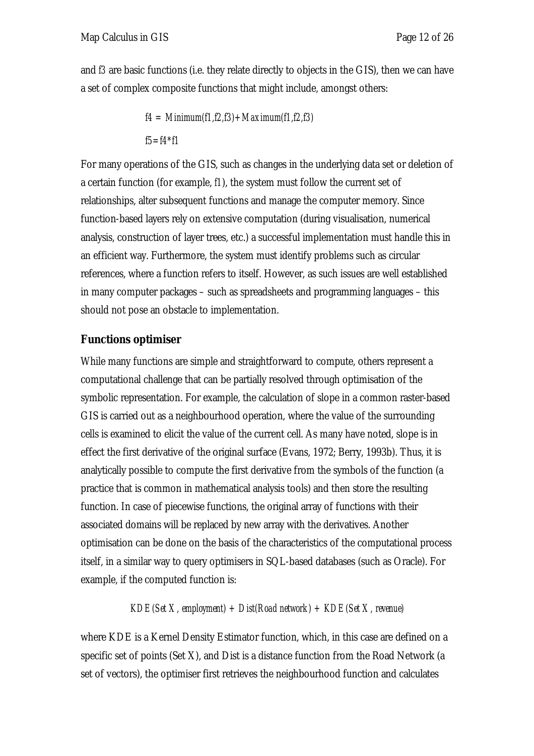and $f3$ are basic functions (i.e. they relate directly to objects in the GIS), then we can have a set of complex composite functions that might include, amongst others:

$$f4 = Minimum(f1, f2, f3) + Maximum(f1, f2, f3)$$

$$f5 = f4 * f1$$

For many operations of the GIS, such as changes in the underlying data set or deletion of a certain function (for example, $f1$), the system must follow the current set of relationships, alter subsequent functions and manage the computer memory. Since function-based layers rely on extensive computation (during visualisation, numerical analysis, construction of layer trees, etc.) a successful implementation must handle this in an efficient way. Furthermore, the system must identify problems such as circular references, where a function refers to itself. However, as such issues are well established in many computer packages – such as spreadsheets and programming languages – this should not pose an obstacle to implementation.

## Functions optimiser

While many functions are simple and straightforward to compute, others represent a computational challenge that can be partially resolved through optimisation of the symbolic representation. For example, the calculation of slope in a common raster-based GIS is carried out as a neighbourhood operation, where the value of the surrounding cells is examined to elicit the value of the current cell. As many have noted, slope is in effect the first derivative of the original surface (Evans, 1972; Berry, 1993b). Thus, it is analytically possible to compute the first derivative from the symbols of the function (a practice that is common in mathematical analysis tools) and then store the resulting function. In case of piecewise functions, the original array of functions with their associated domains will be replaced by new array with the derivatives. Another optimisation can be done on the basis of the characteristics of the computational process itself, in a similar way to query optimisers in SQL-based databases (such as Oracle). For example, if the computed function is:

$$KDE(Set\ X,\ employment) + Dist(Road\ network) + KDE(Set\ X,\ revenue)$$

where KDE is a Kernel Density Estimator function, which, in this case are defined on a specific set of points (Set X), and Dist is a distance function from the Road Network (a set of vectors), the optimiser first retrieves the neighbourhood function and calculates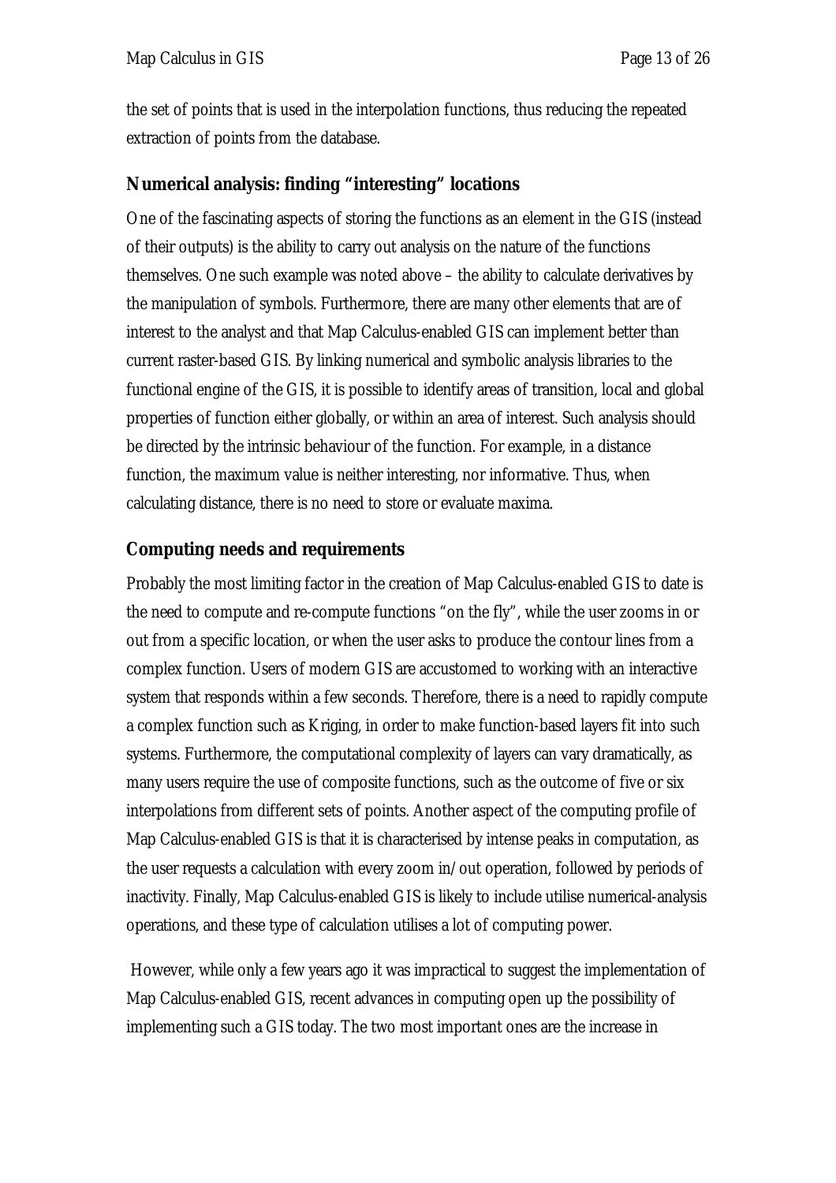the set of points that is used in the interpolation functions, thus reducing the repeated extraction of points from the database.

## Numerical analysis: finding "interesting" locations

One of the fascinating aspects of storing the functions as an element in the GIS (instead of their outputs) is the ability to carry out analysis on the nature of the functions themselves. One such example was noted above – the ability to calculate derivatives by the manipulation of symbols. Furthermore, there are many other elements that are of interest to the analyst and that Map Calculus-enabled GIS can implement better than current raster-based GIS. By linking numerical and symbolic analysis libraries to the functional engine of the GIS, it is possible to identify areas of transition, local and global properties of function either globally, or within an area of interest. Such analysis should be directed by the intrinsic behaviour of the function. For example, in a distance function, the maximum value is neither interesting, nor informative. Thus, when calculating distance, there is no need to store or evaluate maxima.

## Computing needs and requirements

Probably the most limiting factor in the creation of Map Calculus-enabled GIS to date is the need to compute and re-compute functions "on the fly", while the user zooms in or out from a specific location, or when the user asks to produce the contour lines from a complex function. Users of modern GIS are accustomed to working with an interactive system that responds within a few seconds. Therefore, there is a need to rapidly compute a complex function such as Kriging, in order to make function-based layers fit into such systems. Furthermore, the computational complexity of layers can vary dramatically, as many users require the use of composite functions, such as the outcome of five or six interpolations from different sets of points. Another aspect of the computing profile of Map Calculus-enabled GIS is that it is characterised by intense peaks in computation, as the user requests a calculation with every zoom in/out operation, followed by periods of inactivity. Finally, Map Calculus-enabled GIS is likely to include utilise numerical-analysis operations, and these type of calculation utilises a lot of computing power.

However, while only a few years ago it was impractical to suggest the implementation of Map Calculus-enabled GIS, recent advances in computing open up the possibility of implementing such a GIS today. The two most important ones are the increase in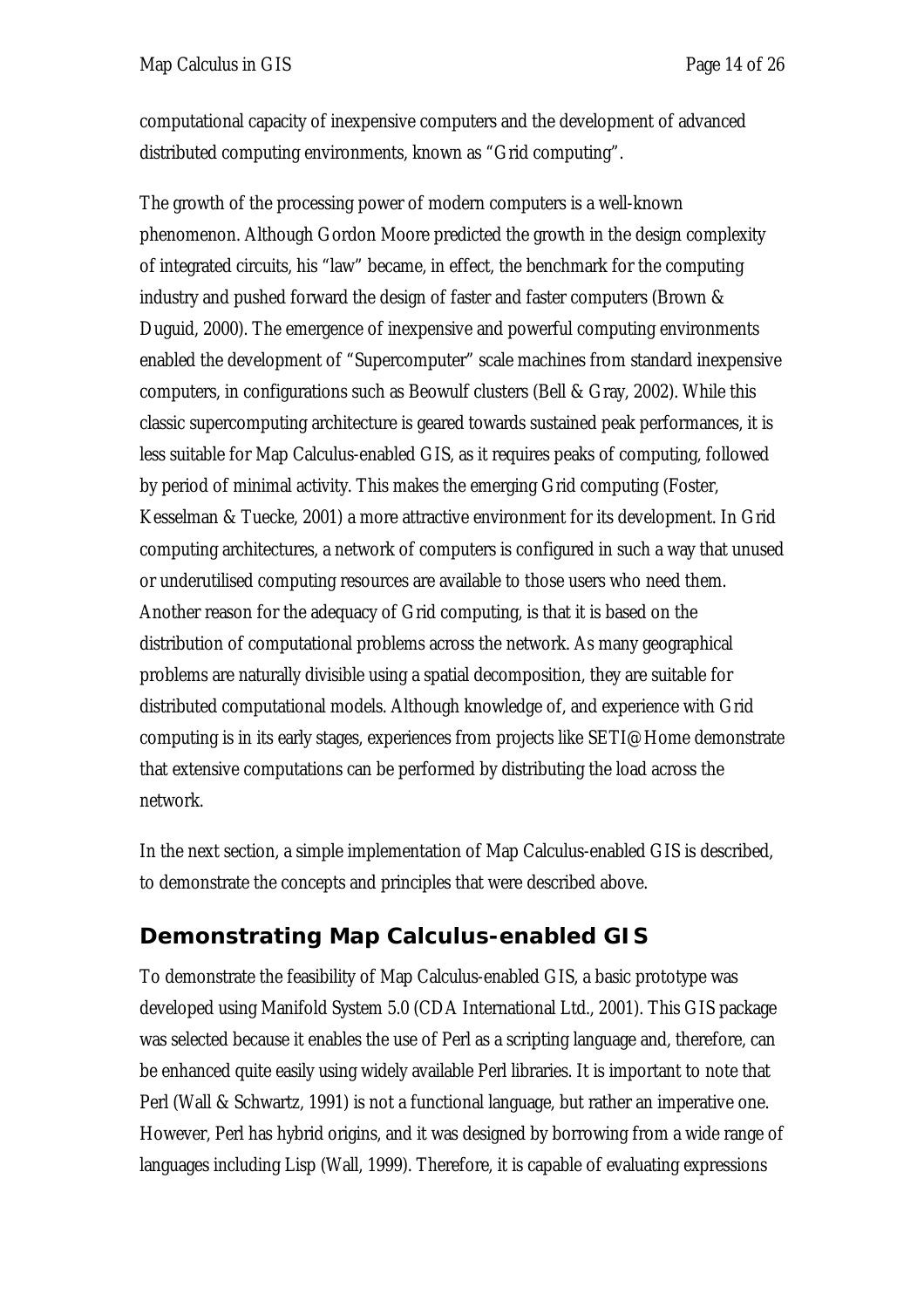computational capacity of inexpensive computers and the development of advanced distributed computing environments, known as "Grid computing".

The growth of the processing power of modern computers is a well-known phenomenon. Although Gordon Moore predicted the growth in the design complexity of integrated circuits, his "law" became, in effect, the benchmark for the computing industry and pushed forward the design of faster and faster computers (Brown & Duguid, 2000). The emergence of inexpensive and powerful computing environments enabled the development of "Supercomputer" scale machines from standard inexpensive computers, in configurations such as Beowulf clusters (Bell & Gray, 2002). While this classic supercomputing architecture is geared towards sustained peak performances, it is less suitable for Map Calculus-enabled GIS, as it requires peaks of computing, followed by period of minimal activity. This makes the emerging Grid computing (Foster, Kesselman & Tuecke, 2001) a more attractive environment for its development. In Grid computing architectures, a network of computers is configured in such a way that unused or underutilised computing resources are available to those users who need them. Another reason for the adequacy of Grid computing, is that it is based on the distribution of computational problems across the network. As many geographical problems are naturally divisible using a spatial decomposition, they are suitable for distributed computational models. Although knowledge of, and experience with Grid computing is in its early stages, experiences from projects like SETI@Home demonstrate that extensive computations can be performed by distributing the load across the network.

In the next section, a simple implementation of Map Calculus-enabled GIS is described, to demonstrate the concepts and principles that were described above.

## Demonstrating Map Calculus-enabled GIS

To demonstrate the feasibility of Map Calculus-enabled GIS, a basic prototype was developed using Manifold System 5.0 (CDA International Ltd., 2001). This GIS package was selected because it enables the use of Perl as a scripting language and, therefore, can be enhanced quite easily using widely available Perl libraries. It is important to note that Perl (Wall & Schwartz, 1991) is not a functional language, but rather an imperative one. However, Perl has hybrid origins, and it was designed by borrowing from a wide range of languages including Lisp (Wall, 1999). Therefore, it is capable of evaluating expressions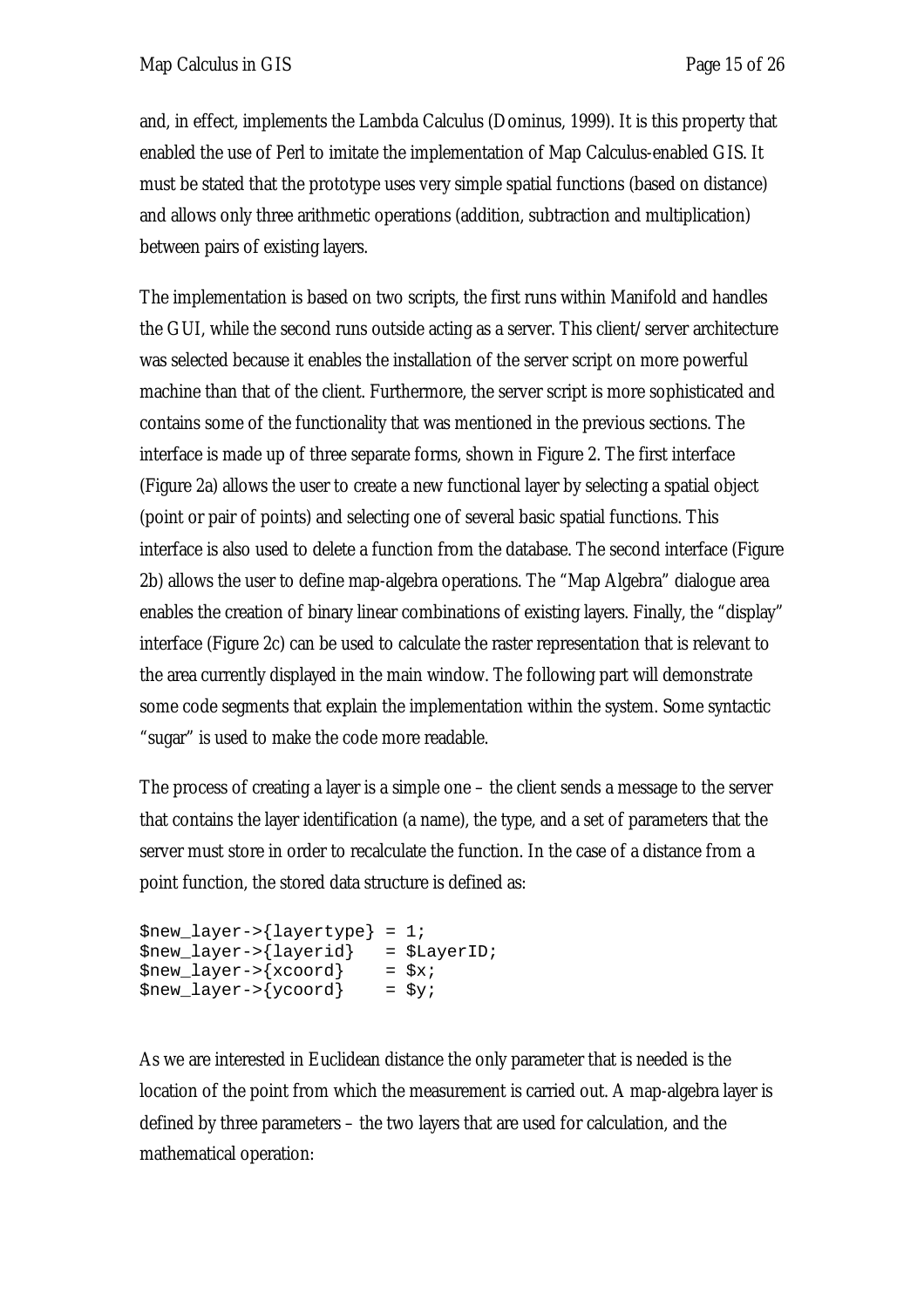and, in effect, implements the Lambda Calculus (Dominus, 1999). It is this property that enabled the use of Perl to imitate the implementation of Map Calculus-enabled GIS. It must be stated that the prototype uses very simple spatial functions (based on distance) and allows only three arithmetic operations (addition, subtraction and multiplication) between pairs of existing layers.

The implementation is based on two scripts, the first runs within Manifold and handles the GUI, while the second runs outside acting as a server. This client/server architecture was selected because it enables the installation of the server script on more powerful machine than that of the client. Furthermore, the server script is more sophisticated and contains some of the functionality that was mentioned in the previous sections. The interface is made up of three separate forms, shown in Figure 2. The first interface (Figure 2a) allows the user to create a new functional layer by selecting a spatial object (point or pair of points) and selecting one of several basic spatial functions. This interface is also used to delete a function from the database. The second interface (Figure 2b) allows the user to define map-algebra operations. The "Map Algebra" dialogue area enables the creation of binary linear combinations of existing layers. Finally, the "display" interface (Figure 2c) can be used to calculate the raster representation that is relevant to the area currently displayed in the main window. The following part will demonstrate some code segments that explain the implementation within the system. Some syntactic "sugar" is used to make the code more readable.

The process of creating a layer is a simple one – the client sends a message to the server that contains the layer identification (a name), the type, and a set of parameters that the server must store in order to recalculate the function. In the case of a distance from a point function, the stored data structure is defined as:

```
$new_layer->{layertype} = 1;
$new_layer->{layerid}   = $LayerID;
$new_layer->{xcoord}    = $x;
$new_layer->{ycoord}    = $y;
```

As we are interested in Euclidean distance the only parameter that is needed is the location of the point from which the measurement is carried out. A map-algebra layer is defined by three parameters – the two layers that are used for calculation, and the mathematical operation: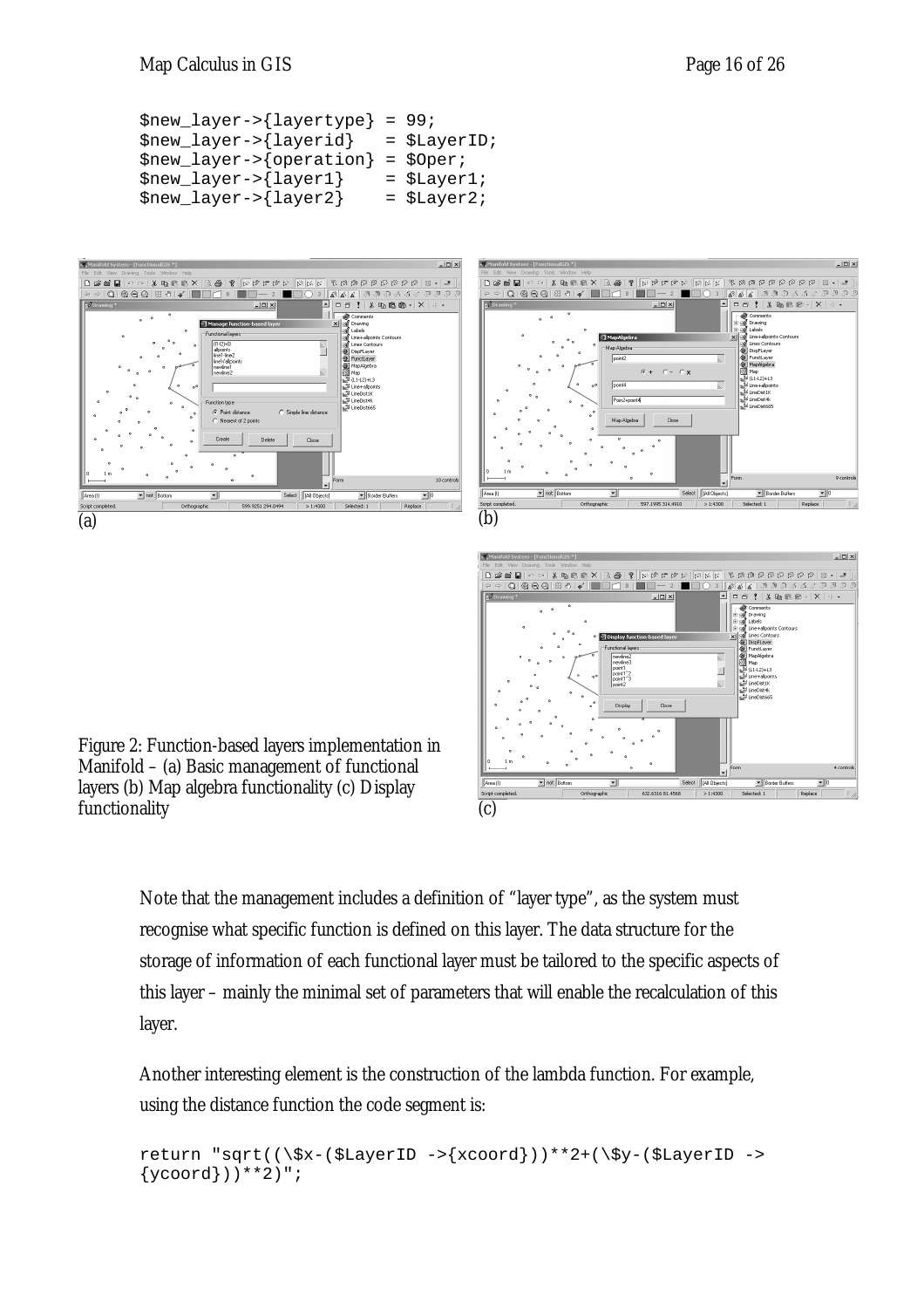```
$new_layer->{layertype} = 99;
$new_layer->{layerid}   = $LayerID;
$new_layer->{operation} = $Oper;
$new_layer->{layer1}    = $Layer1;
$new_layer->{layer2}    = $Layer2;
```

(a)

(b)

(c)

Figure 2: Function-based layers implementation in Manifold – (a) Basic management of functional layers (b) Map algebra functionality (c) Display functionality

Note that the management includes a definition of "layer type", as the system must recognise what specific function is defined on this layer. The data structure for the storage of information of each functional layer must be tailored to the specific aspects of this layer – mainly the minimal set of parameters that will enable the recalculation of this layer.

Another interesting element is the construction of the lambda function. For example, using the distance function the code segment is:

```
return "sqrt((\$x-($LayerID ->{xcoord}))**2+(\$y-($LayerID ->
{ycoord}))**2)";
```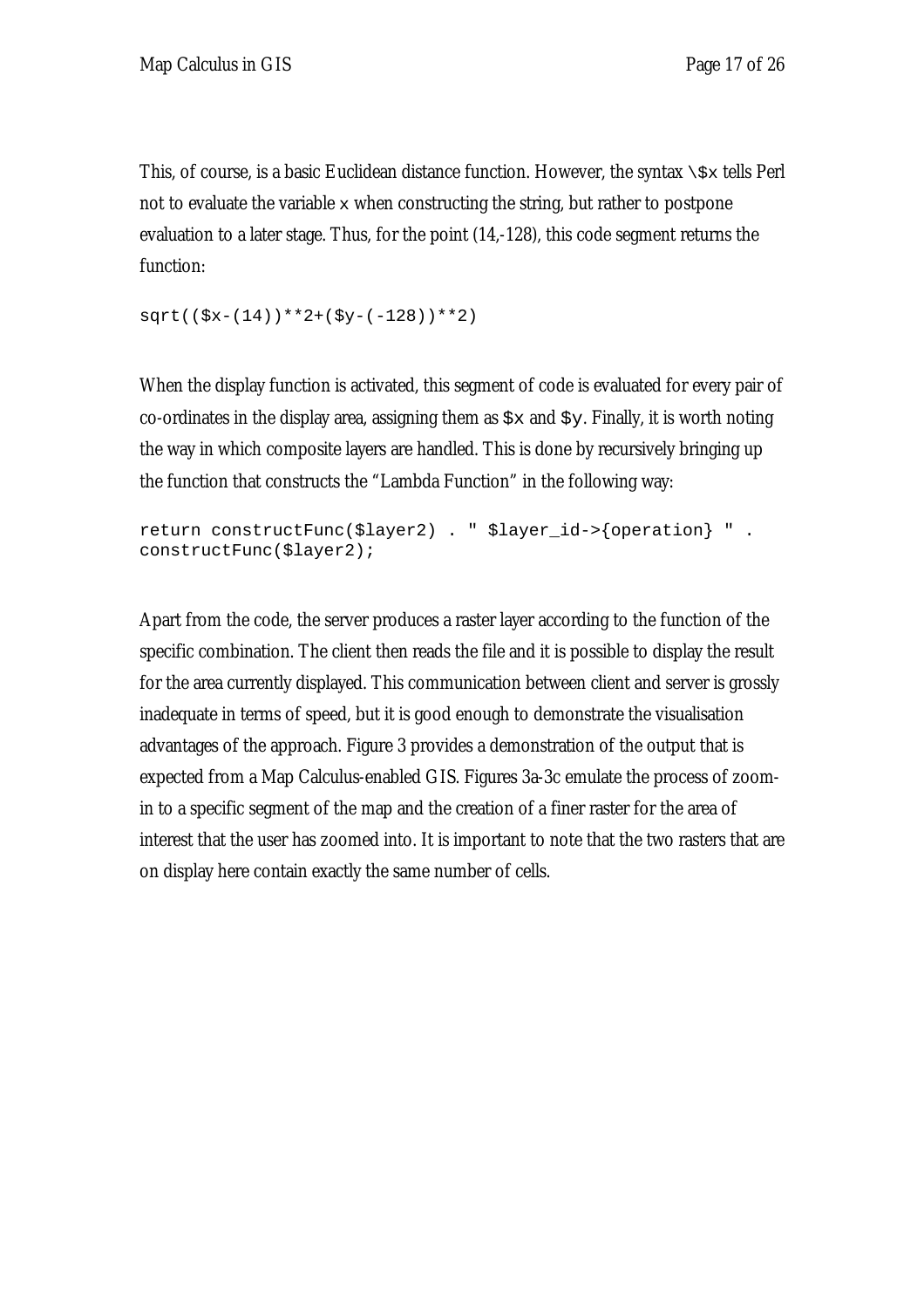This, of course, is a basic Euclidean distance function. However, the syntax `\$x` tells Perl not to evaluate the variable `x` when constructing the string, but rather to postpone evaluation to a later stage. Thus, for the point (14,-128), this code segment returns the function:

```
sqrt(($x-(14))**2+($y-(-128))**2)
```

When the display function is activated, this segment of code is evaluated for every pair of co-ordinates in the display area, assigning them as `$x` and `$y`. Finally, it is worth noting the way in which composite layers are handled. This is done by recursively bringing up the function that constructs the "Lambda Function" in the following way:

```
return constructFunc($layer2) . " $layer_id->{operation} " .
constructFunc($layer2);
```

Apart from the code, the server produces a raster layer according to the function of the specific combination. The client then reads the file and it is possible to display the result for the area currently displayed. This communication between client and server is grossly inadequate in terms of speed, but it is good enough to demonstrate the visualisation advantages of the approach. Figure 3 provides a demonstration of the output that is expected from a Map Calculus-enabled GIS. Figures 3a-3c emulate the process of zoom-in to a specific segment of the map and the creation of a finer raster for the area of interest that the user has zoomed into. It is important to note that the two rasters that are on display here contain exactly the same number of cells.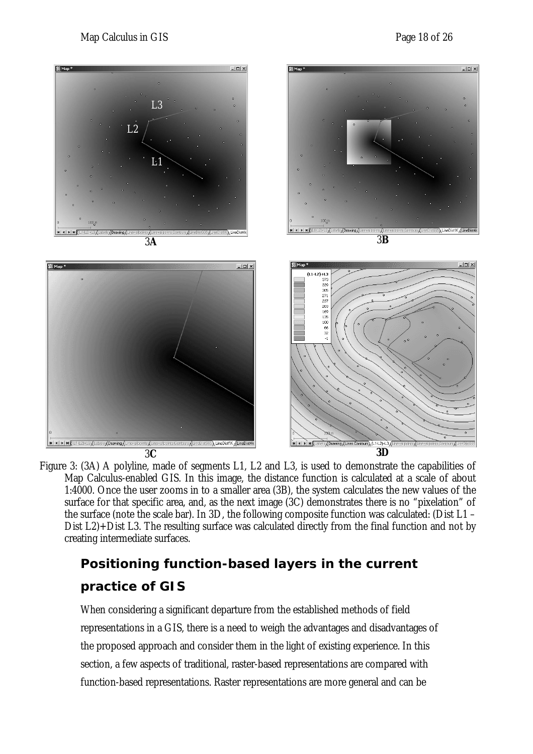Figure 3: (3A) A polyline, made of segments L1, L2 and L3, is used to demonstrate the capabilities of Map Calculus-enabled GIS. In this image, the distance function is calculated at a scale of about 1:4000. Once the user zooms in to a smaller area (3B), the system calculates the new values of the surface for that specific area, and, as the next image (3C) demonstrates there is no "pixelation" of the surface (note the scale bar). In 3D, the following composite function was calculated: (Dist L1 – Dist L2)+Dist L3. The resulting surface was calculated directly from the final function and not by creating intermediate surfaces.

## Positioning function-based layers in the current practice of GIS

When considering a significant departure from the established methods of field representations in a GIS, there is a need to weigh the advantages and disadvantages of the proposed approach and consider them in the light of existing experience. In this section, a few aspects of traditional, raster-based representations are compared with function-based representations. Raster representations are more general and can be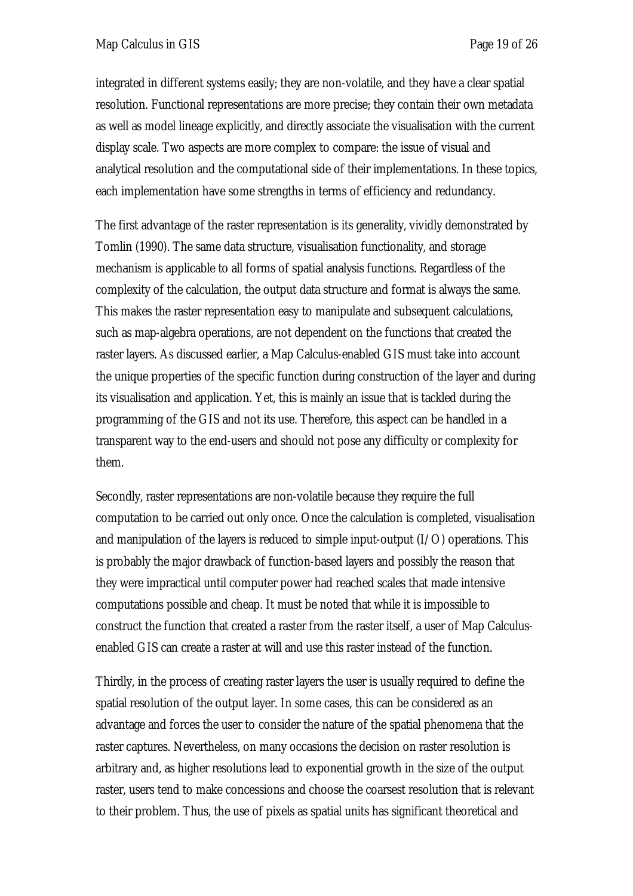integrated in different systems easily; they are non-volatile, and they have a clear spatial resolution. Functional representations are more precise; they contain their own metadata as well as model lineage explicitly, and directly associate the visualisation with the current display scale. Two aspects are more complex to compare: the issue of visual and analytical resolution and the computational side of their implementations. In these topics, each implementation have some strengths in terms of efficiency and redundancy.

The first advantage of the raster representation is its generality, vividly demonstrated by Tomlin (1990). The same data structure, visualisation functionality, and storage mechanism is applicable to all forms of spatial analysis functions. Regardless of the complexity of the calculation, the output data structure and format is always the same. This makes the raster representation easy to manipulate and subsequent calculations, such as map-algebra operations, are not dependent on the functions that created the raster layers. As discussed earlier, a Map Calculus-enabled GIS must take into account the unique properties of the specific function during construction of the layer and during its visualisation and application. Yet, this is mainly an issue that is tackled during the programming of the GIS and not its use. Therefore, this aspect can be handled in a transparent way to the end-users and should not pose any difficulty or complexity for them.

Secondly, raster representations are non-volatile because they require the full computation to be carried out only once. Once the calculation is completed, visualisation and manipulation of the layers is reduced to simple input-output (I/O) operations. This is probably the major drawback of function-based layers and possibly the reason that they were impractical until computer power had reached scales that made intensive computations possible and cheap. It must be noted that while it is impossible to construct the function that created a raster from the raster itself, a user of Map Calculus-enabled GIS can create a raster at will and use this raster instead of the function.

Thirdly, in the process of creating raster layers the user is usually required to define the spatial resolution of the output layer. In some cases, this can be considered as an advantage and forces the user to consider the nature of the spatial phenomena that the raster captures. Nevertheless, on many occasions the decision on raster resolution is arbitrary and, as higher resolutions lead to exponential growth in the size of the output raster, users tend to make concessions and choose the coarsest resolution that is relevant to their problem. Thus, the use of pixels as spatial units has significant theoretical and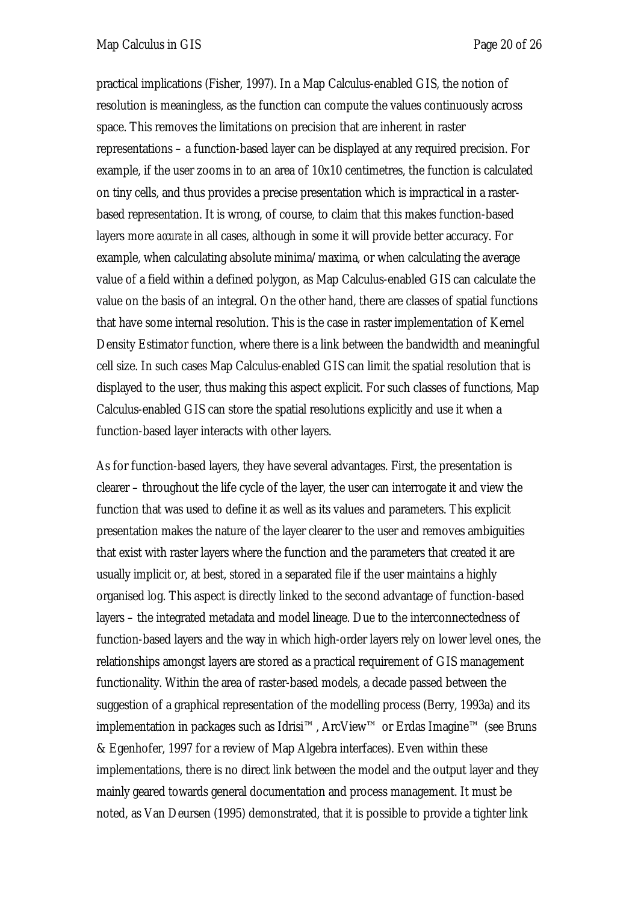practical implications (Fisher, 1997). In a Map Calculus-enabled GIS, the notion of resolution is meaningless, as the function can compute the values continuously across space. This removes the limitations on precision that are inherent in raster representations – a function-based layer can be displayed at any required precision. For example, if the user zooms in to an area of 10x10 centimetres, the function is calculated on tiny cells, and thus provides a precise presentation which is impractical in a raster-based representation. It is wrong, of course, to claim that this makes function-based layers more *accurate* in all cases, although in some it will provide better accuracy. For example, when calculating absolute minima/maxima, or when calculating the average value of a field within a defined polygon, as Map Calculus-enabled GIS can calculate the value on the basis of an integral. On the other hand, there are classes of spatial functions that have some internal resolution. This is the case in raster implementation of Kernel Density Estimator function, where there is a link between the bandwidth and meaningful cell size. In such cases Map Calculus-enabled GIS can limit the spatial resolution that is displayed to the user, thus making this aspect explicit. For such classes of functions, Map Calculus-enabled GIS can store the spatial resolutions explicitly and use it when a function-based layer interacts with other layers.

As for function-based layers, they have several advantages. First, the presentation is clearer – throughout the life cycle of the layer, the user can interrogate it and view the function that was used to define it as well as its values and parameters. This explicit presentation makes the nature of the layer clearer to the user and removes ambiguities that exist with raster layers where the function and the parameters that created it are usually implicit or, at best, stored in a separated file if the user maintains a highly organised log. This aspect is directly linked to the second advantage of function-based layers – the integrated metadata and model lineage. Due to the interconnectedness of function-based layers and the way in which high-order layers rely on lower level ones, the relationships amongst layers are stored as a practical requirement of GIS management functionality. Within the area of raster-based models, a decade passed between the suggestion of a graphical representation of the modelling process (Berry, 1993a) and its implementation in packages such as Idrisi™, ArcView™ or Erdas Imagine™ (see Bruns & Egenhofer, 1997 for a review of Map Algebra interfaces). Even within these implementations, there is no direct link between the model and the output layer and they mainly geared towards general documentation and process management. It must be noted, as Van Deursen (1995) demonstrated, that it is possible to provide a tighter link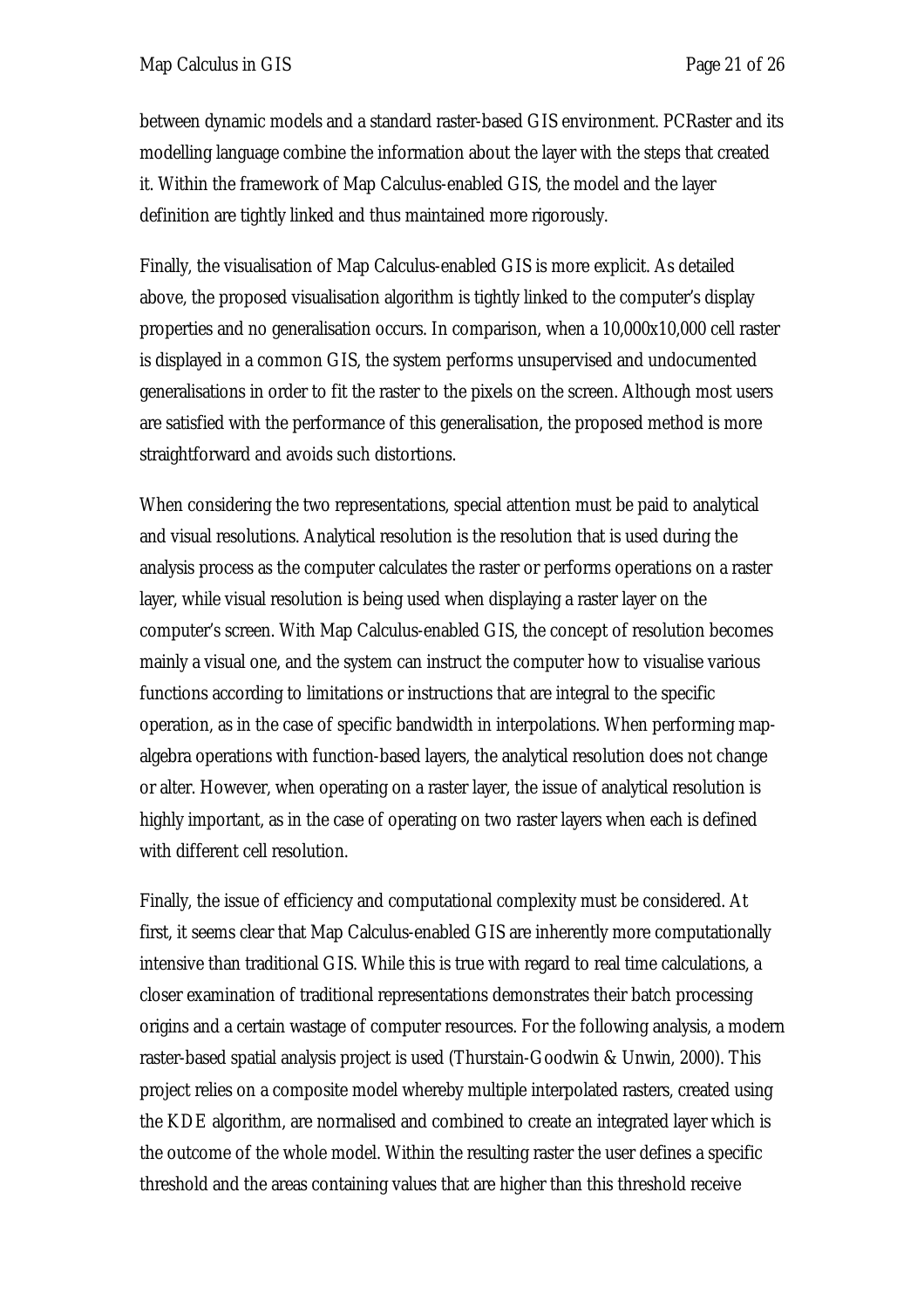between dynamic models and a standard raster-based GIS environment. PCRaster and its modelling language combine the information about the layer with the steps that created it. Within the framework of Map Calculus-enabled GIS, the model and the layer definition are tightly linked and thus maintained more rigorously.

Finally, the visualisation of Map Calculus-enabled GIS is more explicit. As detailed above, the proposed visualisation algorithm is tightly linked to the computer's display properties and no generalisation occurs. In comparison, when a 10,000x10,000 cell raster is displayed in a common GIS, the system performs unsupervised and undocumented generalisations in order to fit the raster to the pixels on the screen. Although most users are satisfied with the performance of this generalisation, the proposed method is more straightforward and avoids such distortions.

When considering the two representations, special attention must be paid to analytical and visual resolutions. Analytical resolution is the resolution that is used during the analysis process as the computer calculates the raster or performs operations on a raster layer, while visual resolution is being used when displaying a raster layer on the computer's screen. With Map Calculus-enabled GIS, the concept of resolution becomes mainly a visual one, and the system can instruct the computer how to visualise various functions according to limitations or instructions that are integral to the specific operation, as in the case of specific bandwidth in interpolations. When performing map-algebra operations with function-based layers, the analytical resolution does not change or alter. However, when operating on a raster layer, the issue of analytical resolution is highly important, as in the case of operating on two raster layers when each is defined with different cell resolution.

Finally, the issue of efficiency and computational complexity must be considered. At first, it seems clear that Map Calculus-enabled GIS are inherently more computationally intensive than traditional GIS. While this is true with regard to real time calculations, a closer examination of traditional representations demonstrates their batch processing origins and a certain wastage of computer resources. For the following analysis, a modern raster-based spatial analysis project is used (Thurstain-Goodwin & Unwin, 2000). This project relies on a composite model whereby multiple interpolated rasters, created using the KDE algorithm, are normalised and combined to create an integrated layer which is the outcome of the whole model. Within the resulting raster the user defines a specific threshold and the areas containing values that are higher than this threshold receive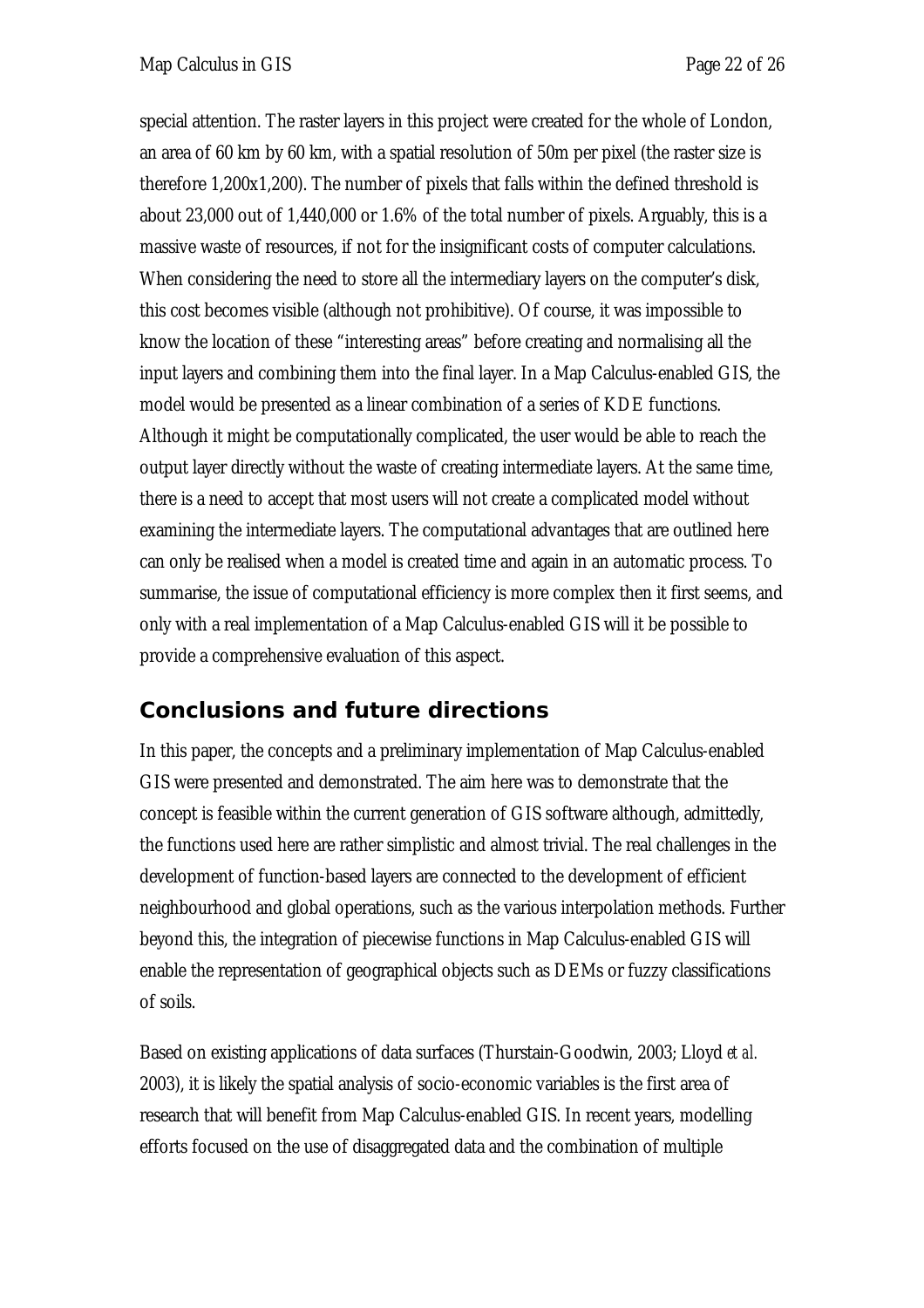special attention. The raster layers in this project were created for the whole of London, an area of 60 km by 60 km, with a spatial resolution of 50m per pixel (the raster size is therefore 1,200x1,200). The number of pixels that falls within the defined threshold is about 23,000 out of 1,440,000 or 1.6% of the total number of pixels. Arguably, this is a massive waste of resources, if not for the insignificant costs of computer calculations. When considering the need to store all the intermediary layers on the computer's disk, this cost becomes visible (although not prohibitive). Of course, it was impossible to know the location of these "interesting areas" before creating and normalising all the input layers and combining them into the final layer. In a Map Calculus-enabled GIS, the model would be presented as a linear combination of a series of KDE functions. Although it might be computationally complicated, the user would be able to reach the output layer directly without the waste of creating intermediate layers. At the same time, there is a need to accept that most users will not create a complicated model without examining the intermediate layers. The computational advantages that are outlined here can only be realised when a model is created time and again in an automatic process. To summarise, the issue of computational efficiency is more complex then it first seems, and only with a real implementation of a Map Calculus-enabled GIS will it be possible to provide a comprehensive evaluation of this aspect.

## Conclusions and future directions

In this paper, the concepts and a preliminary implementation of Map Calculus-enabled GIS were presented and demonstrated. The aim here was to demonstrate that the concept is feasible within the current generation of GIS software although, admittedly, the functions used here are rather simplistic and almost trivial. The real challenges in the development of function-based layers are connected to the development of efficient neighbourhood and global operations, such as the various interpolation methods. Further beyond this, the integration of piecewise functions in Map Calculus-enabled GIS will enable the representation of geographical objects such as DEMs or fuzzy classifications of soils.

Based on existing applications of data surfaces (Thurstain-Goodwin, 2003; Lloyd *et al.* 2003), it is likely the spatial analysis of socio-economic variables is the first area of research that will benefit from Map Calculus-enabled GIS. In recent years, modelling efforts focused on the use of disaggregated data and the combination of multiple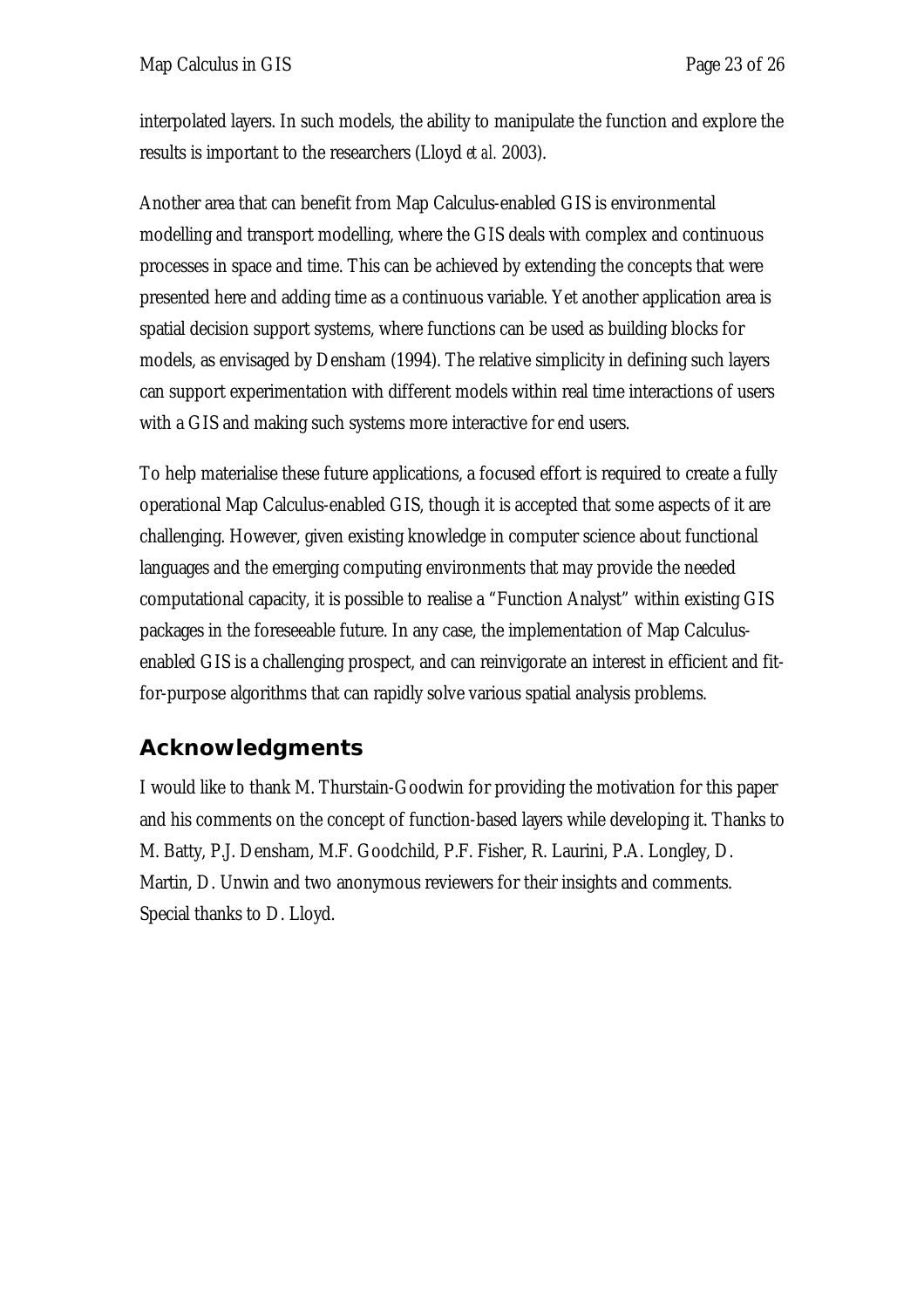interpolated layers. In such models, the ability to manipulate the function and explore the results is important to the researchers (Lloyd *et al.* 2003).

Another area that can benefit from Map Calculus-enabled GIS is environmental modelling and transport modelling, where the GIS deals with complex and continuous processes in space and time. This can be achieved by extending the concepts that were presented here and adding time as a continuous variable. Yet another application area is spatial decision support systems, where functions can be used as building blocks for models, as envisaged by Densham (1994). The relative simplicity in defining such layers can support experimentation with different models within real time interactions of users with a GIS and making such systems more interactive for end users.

To help materialise these future applications, a focused effort is required to create a fully operational Map Calculus-enabled GIS, though it is accepted that some aspects of it are challenging. However, given existing knowledge in computer science about functional languages and the emerging computing environments that may provide the needed computational capacity, it is possible to realise a "Function Analyst" within existing GIS packages in the foreseeable future. In any case, the implementation of Map Calculus-enabled GIS is a challenging prospect, and can reinvigorate an interest in efficient and fit-for-purpose algorithms that can rapidly solve various spatial analysis problems.

## Acknowledgments

I would like to thank M. Thurstain-Goodwin for providing the motivation for this paper and his comments on the concept of function-based layers while developing it. Thanks to M. Batty, P.J. Densham, M.F. Goodchild, P.F. Fisher, R. Laurini, P.A. Longley, D. Martin, D. Unwin and two anonymous reviewers for their insights and comments. Special thanks to D. Lloyd.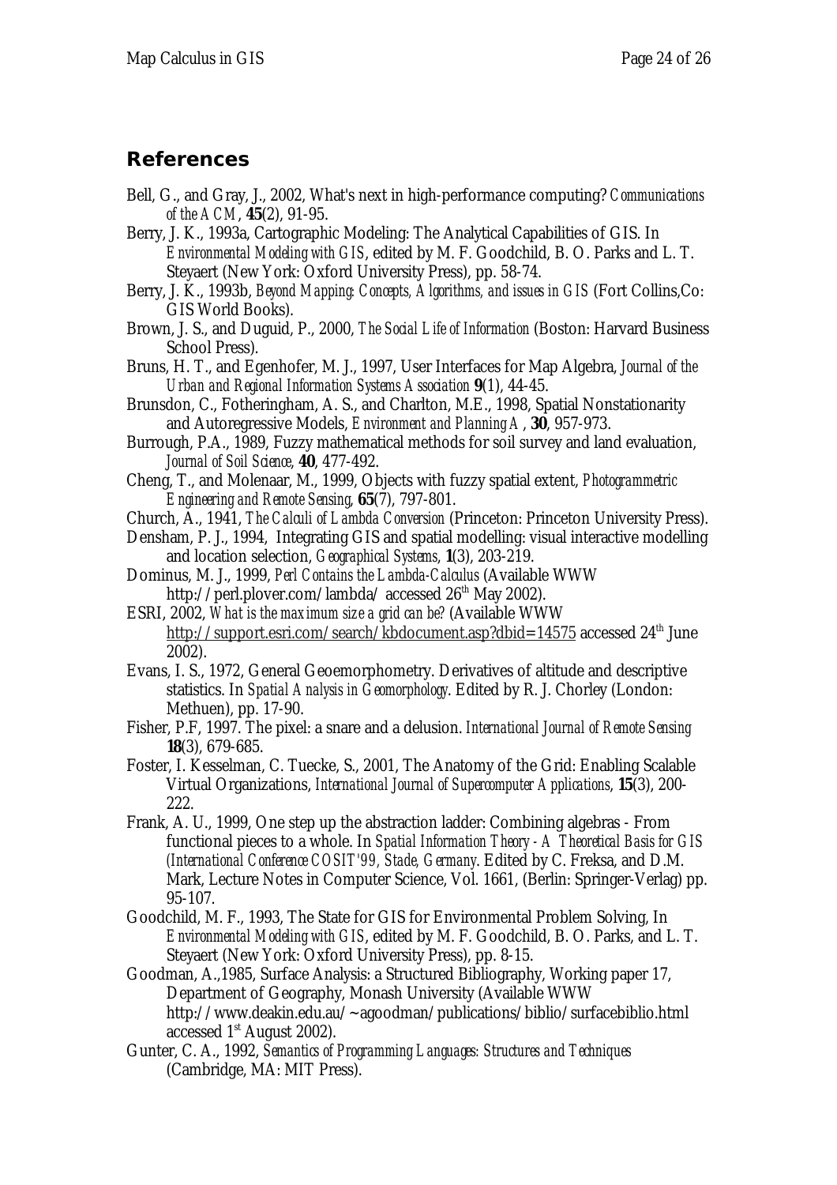## References

Bell, G., and Gray, J., 2002, What's next in high-performance computing? *Communications of the ACM*, **45**(2), 91-95.

Berry, J. K., 1993a, Cartographic Modeling: The Analytical Capabilities of GIS. In *Environmental Modeling with GIS*, edited by M. F. Goodchild, B. O. Parks and L. T. Steyaert (New York: Oxford University Press), pp. 58-74.

Berry, J. K., 1993b, *Beyond Mapping: Concepts, Algorithms, and issues in GIS* (Fort Collins,Co: GIS World Books).

Brown, J. S., and Duguid, P., 2000, *The Social Life of Information* (Boston: Harvard Business School Press).

Bruns, H. T., and Egenhofer, M. J., 1997, User Interfaces for Map Algebra, *Journal of the Urban and Regional Information Systems Association* **9**(1), 44-45.

Brunsdon, C., Fotheringham, A. S., and Charlton, M.E., 1998, Spatial Nonstationarity and Autoregressive Models, *Environment and Planning A*, **30**, 957-973.

Burrough, P.A., 1989, Fuzzy mathematical methods for soil survey and land evaluation, *Journal of Soil Science*, **40**, 477-492.

Cheng, T., and Molenaar, M., 1999, Objects with fuzzy spatial extent, *Photogrammetric Engineering and Remote Sensing*, **65**(7), 797-801.

Church, A., 1941, *The Calculi of Lambda Conversion* (Princeton: Princeton University Press).

Densham, P. J., 1994, Integrating GIS and spatial modelling: visual interactive modelling and location selection, *Geographical Systems*, **1**(3), 203-219.

Dominus, M. J., 1999, *Perl Contains the Lambda-Calculus* (Available WWW http://perl.plover.com/lambda/ accessed 26th May 2002).

ESRI, 2002, *What is the maximum size a grid can be?* (Available WWW http://support.esri.com/search/kbdocument.asp?dbid=14575 accessed 24th June 2002).

Evans, I. S., 1972, General Geomorphometry. Derivatives of altitude and descriptive statistics. In *Spatial Analysis in Geomorphology*. Edited by R. J. Chorley (London: Methuen), pp. 17-90.

Fisher, P.F, 1997. The pixel: a snare and a delusion. *International Journal of Remote Sensing* **18**(3), 679-685.

Foster, I. Kesselman, C. Tuecke, S., 2001, The Anatomy of the Grid: Enabling Scalable Virtual Organizations, *International Journal of Supercomputer Applications*, **15**(3), 200-222.

Frank, A. U., 1999, One step up the abstraction ladder: Combining algebras - From functional pieces to a whole. In *Spatial Information Theory - A Theoretical Basis for GIS (International Conference COSIT'99, Stade, Germany*. Edited by C. Freksa, and D.M. Mark, Lecture Notes in Computer Science, Vol. 1661, (Berlin: Springer-Verlag) pp. 95-107.

Goodchild, M. F., 1993, The State for GIS for Environmental Problem Solving, In *Environmental Modeling with GIS*, edited by M. F. Goodchild, B. O. Parks, and L. T. Steyaert (New York: Oxford University Press), pp. 8-15.

Goodman, A.,1985, Surface Analysis: a Structured Bibliography, Working paper 17, Department of Geography, Monash University (Available WWW http://www.deakin.edu.au/~agoodman/publications/biblio/surfacebiblio.html accessed 1st August 2002).

Gunter, C. A., 1992, *Semantics of Programming Languages: Structures and Techniques* (Cambridge, MA: MIT Press).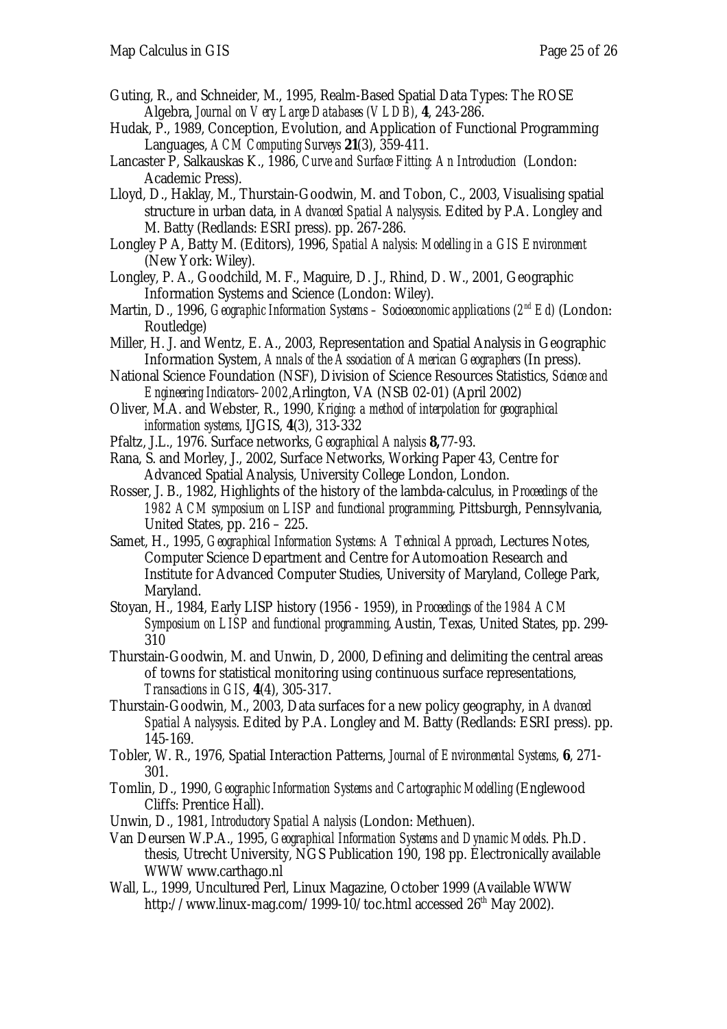Guting, R., and Schneider, M., 1995, Realm-Based Spatial Data Types: The ROSE Algebra, *Journal on Very Large Databases (VLDB)*, **4**, 243-286.

Hudak, P., 1989, Conception, Evolution, and Application of Functional Programming Languages, *ACM Computing Surveys* **21**(3), 359-411.

Lancaster P, Salkauskas K., 1986, *Curve and Surface Fitting: An Introduction* (London: Academic Press).

Lloyd, D., Haklay, M., Thurstain-Goodwin, M. and Tobon, C., 2003, Visualising spatial structure in urban data, in *Advanced Spatial Analysysis*. Edited by P.A. Longley and M. Batty (Redlands: ESRI press). pp. 267-286.

Longley P A, Batty M. (Editors), 1996, *Spatial Analysis: Modelling in a GIS Environment* (New York: Wiley).

Longley, P. A., Goodchild, M. F., Maguire, D. J., Rhind, D. W., 2001, Geographic Information Systems and Science (London: Wiley).

Martin, D., 1996, *Geographic Information Systems – Socioeconomic applications (2nd Ed)* (London: Routledge)

Miller, H. J. and Wentz, E. A., 2003, Representation and Spatial Analysis in Geographic Information System, *Annals of the Association of American Geographers* (In press).

National Science Foundation (NSF), Division of Science Resources Statistics, *Science and Engineering Indicators–2002*, Arlington, VA (NSB 02-01) (April 2002)

Oliver, M.A. and Webster, R., 1990, *Kriging: a method of interpolation for geographical information systems*, IJGIS, **4**(3), 313-332

Pfaltz, J.L., 1976. Surface networks, *Geographical Analysis* **8,** 77-93.

Rana, S. and Morley, J., 2002, Surface Networks, Working Paper 43, Centre for Advanced Spatial Analysis, University College London, London.

Rosser, J. B., 1982, Highlights of the history of the lambda-calculus, in *Proceedings of the 1982 ACM symposium on LISP and functional programming*, Pittsburgh, Pennsylvania, United States, pp. 216 – 225.

Samet, H., 1995, *Geographical Information Systems: A Technical Approach*, Lectures Notes, Computer Science Department and Centre for Automoation Research and Institute for Advanced Computer Studies, University of Maryland, College Park, Maryland.

Stoyan, H., 1984, Early LISP history (1956 - 1959), in *Proceedings of the 1984 ACM Symposium on LISP and functional programming*, Austin, Texas, United States, pp. 299-310

Thurstain-Goodwin, M. and Unwin, D, 2000, Defining and delimiting the central areas of towns for statistical monitoring using continuous surface representations, *Transactions in GIS*, **4**(4), 305-317.

Thurstain-Goodwin, M., 2003, Data surfaces for a new policy geography, in *Advanced Spatial Analysysis*. Edited by P.A. Longley and M. Batty (Redlands: ESRI press). pp. 145-169.

Tobler, W. R., 1976, Spatial Interaction Patterns, *Journal of Environmental Systems*, **6**, 271-301.

Tomlin, D., 1990, *Geographic Information Systems and Cartographic Modelling* (Englewood Cliffs: Prentice Hall).

Unwin, D., 1981, *Introductory Spatial Analysis* (London: Methuen).

Van Deursen W.P.A., 1995, *Geographical Information Systems and Dynamic Models*. Ph.D. thesis, Utrecht University, NGS Publication 190, 198 pp. Electronically available WWW www.carthago.nl

Wall, L., 1999, Uncultured Perl, Linux Magazine, October 1999 (Available WWW http://www.linux-mag.com/1999-10/toc.html accessed 26th May 2002).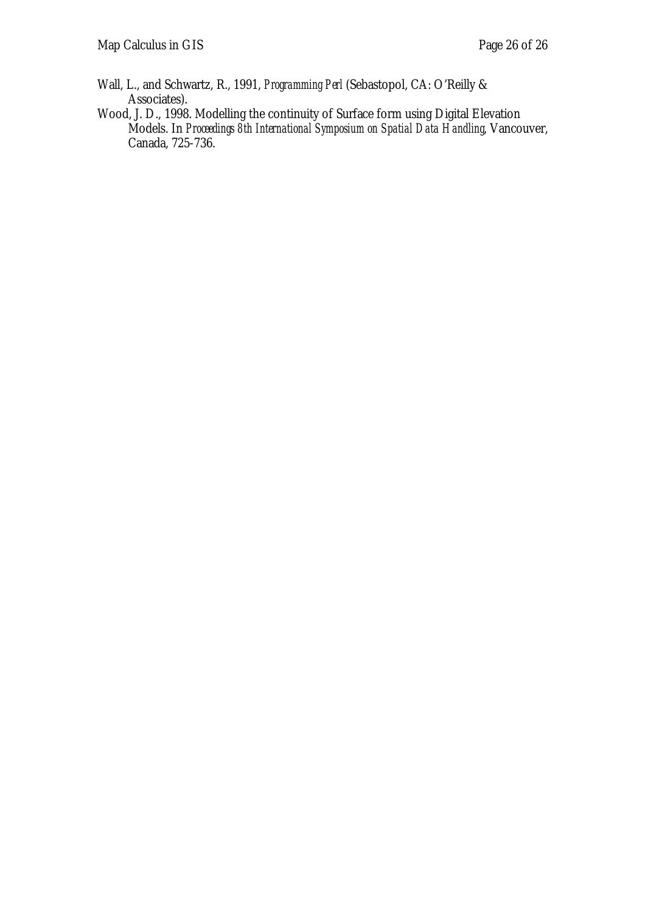Wall, L., and Schwartz, R., 1991, *Programming Perl* (Sebastopol, CA: O'Reilly & Associates).

Wood, J. D., 1998. Modelling the continuity of Surface form using Digital Elevation Models. In *Proceedings 8th International Symposium on Spatial Data Handling*, Vancouver, Canada, 725-736.